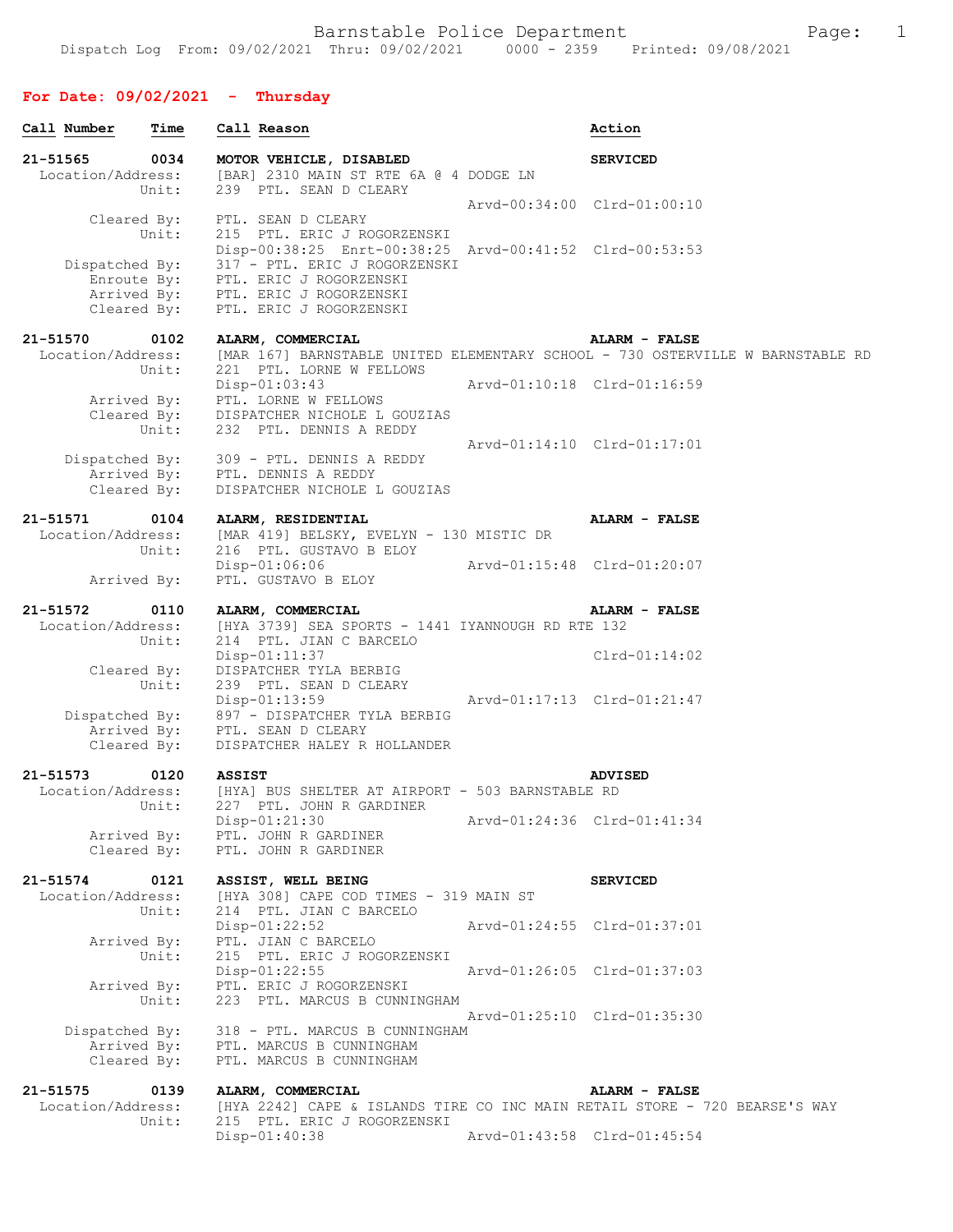Barnstable Police Department
Dispatch Log From: 09/02/2021 Thru: 09/02/2021 0000 - 2359 Printed: 09/08/2021

## For Date: 09/02/2021 - Thursday

```
Call Number    Time    Call Reason                                        Action

21-51565       0034    MOTOR VEHICLE, DISABLED                            SERVICED
  Location/Address:    [BAR] 2310 MAIN ST RTE 6A @ 4 DODGE LN
             Unit:     239  PTL. SEAN D CLEARY
                                                  Arvd-00:34:00  Clrd-01:00:10
        Cleared By:    PTL. SEAN D CLEARY
             Unit:     215  PTL. ERIC J ROGORZENSKI
                       Disp-00:38:25  Enrt-00:38:25  Arvd-00:41:52  Clrd-00:53:53
     Dispatched By:    317 - PTL. ERIC J ROGORZENSKI
        Enroute By:    PTL. ERIC J ROGORZENSKI
        Arrived By:    PTL. ERIC J ROGORZENSKI
        Cleared By:    PTL. ERIC J ROGORZENSKI

21-51570       0102    ALARM, COMMERCIAL                                  ALARM - FALSE
  Location/Address:    [MAR 167] BARNSTABLE UNITED ELEMENTARY SCHOOL - 730 OSTERVILLE W BARNSTABLE RD
             Unit:     221  PTL. LORNE W FELLOWS
                       Disp-01:03:43              Arvd-01:10:18  Clrd-01:16:59
        Arrived By:    PTL. LORNE W FELLOWS
        Cleared By:    DISPATCHER NICHOLE L GOUZIAS
             Unit:     232  PTL. DENNIS A REDDY
                                                  Arvd-01:14:10  Clrd-01:17:01
     Dispatched By:    309 - PTL. DENNIS A REDDY
        Arrived By:    PTL. DENNIS A REDDY
        Cleared By:    DISPATCHER NICHOLE L GOUZIAS

21-51571       0104    ALARM, RESIDENTIAL                                 ALARM - FALSE
  Location/Address:    [MAR 419] BELSKY, EVELYN - 130 MISTIC DR
             Unit:     216  PTL. GUSTAVO B ELOY
                       Disp-01:06:06              Arvd-01:15:48  Clrd-01:20:07
        Arrived By:    PTL. GUSTAVO B ELOY

21-51572       0110    ALARM, COMMERCIAL                                  ALARM - FALSE
  Location/Address:    [HYA 3739] SEA SPORTS - 1441 IYANNOUGH RD RTE 132
             Unit:     214  PTL. JIAN C BARCELO
                       Disp-01:11:37                             Clrd-01:14:02
        Cleared By:    DISPATCHER TYLA BERBIG
             Unit:     239  PTL. SEAN D CLEARY
                       Disp-01:13:59              Arvd-01:17:13  Clrd-01:21:47
     Dispatched By:    897 - DISPATCHER TYLA BERBIG
        Arrived By:    PTL. SEAN D CLEARY
        Cleared By:    DISPATCHER HALEY R HOLLANDER

21-51573       0120    ASSIST                                             ADVISED
  Location/Address:    [HYA] BUS SHELTER AT AIRPORT - 503 BARNSTABLE RD
             Unit:     227  PTL. JOHN R GARDINER
                       Disp-01:21:30              Arvd-01:24:36  Clrd-01:41:34
        Arrived By:    PTL. JOHN R GARDINER
        Cleared By:    PTL. JOHN R GARDINER

21-51574       0121    ASSIST, WELL BEING                                 SERVICED
  Location/Address:    [HYA 308] CAPE COD TIMES - 319 MAIN ST
             Unit:     214  PTL. JIAN C BARCELO
                       Disp-01:22:52              Arvd-01:24:55  Clrd-01:37:01
        Arrived By:    PTL. JIAN C BARCELO
             Unit:     215  PTL. ERIC J ROGORZENSKI
                       Disp-01:22:55              Arvd-01:26:05  Clrd-01:37:03
        Arrived By:    PTL. ERIC J ROGORZENSKI
             Unit:     223  PTL. MARCUS B CUNNINGHAM
                                                  Arvd-01:25:10  Clrd-01:35:30
     Dispatched By:    318 - PTL. MARCUS B CUNNINGHAM
        Arrived By:    PTL. MARCUS B CUNNINGHAM
        Cleared By:    PTL. MARCUS B CUNNINGHAM

21-51575       0139    ALARM, COMMERCIAL                                  ALARM - FALSE
  Location/Address:    [HYA 2242] CAPE & ISLANDS TIRE CO INC MAIN RETAIL STORE - 720 BEARSE'S WAY
             Unit:     215  PTL. ERIC J ROGORZENSKI
                       Disp-01:40:38              Arvd-01:43:58  Clrd-01:45:54
```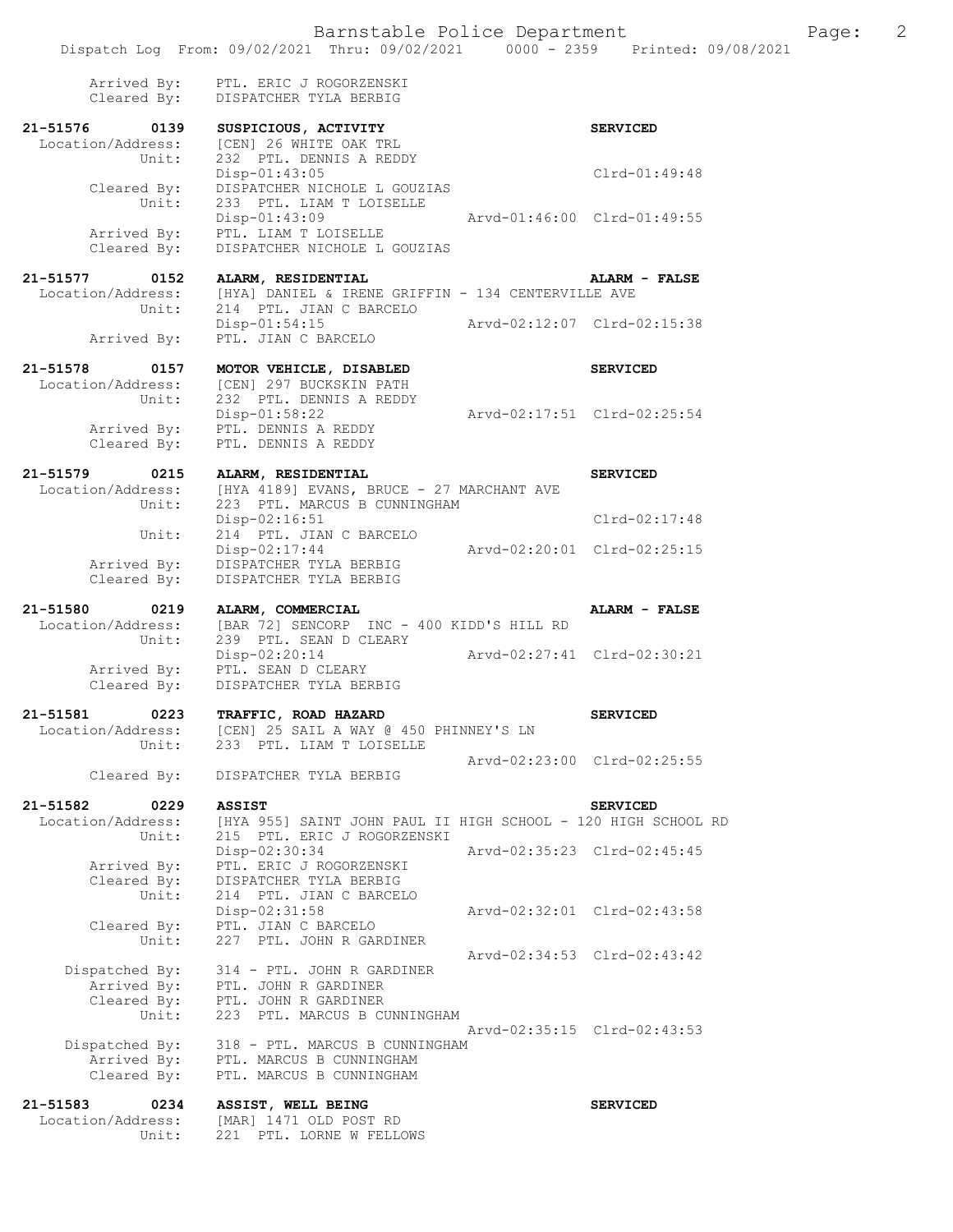Arrived By: PTL. ERIC J ROGORZENSKI
Cleared By: DISPATCHER TYLA BERBIG

**21-51576 0139 SUSPICIOUS, ACTIVITY** — **SERVICED**
Location/Address: [CEN] 26 WHITE OAK TRL
Unit: 232 PTL. DENNIS A REDDY
Disp-01:43:05 Clrd-01:49:48
Cleared By: DISPATCHER NICHOLE L GOUZIAS
Unit: 233 PTL. LIAM T LOISELLE
Disp-01:43:09 Arvd-01:46:00 Clrd-01:49:55
Arrived By: PTL. LIAM T LOISELLE
Cleared By: DISPATCHER NICHOLE L GOUZIAS

**21-51577 0152 ALARM, RESIDENTIAL** — **ALARM - FALSE**
Location/Address: [HYA] DANIEL & IRENE GRIFFIN - 134 CENTERVILLE AVE
Unit: 214 PTL. JIAN C BARCELO
Disp-01:54:15 Arvd-02:12:07 Clrd-02:15:38
Arrived By: PTL. JIAN C BARCELO

**21-51578 0157 MOTOR VEHICLE, DISABLED** — **SERVICED**
Location/Address: [CEN] 297 BUCKSKIN PATH
Unit: 232 PTL. DENNIS A REDDY
Disp-01:58:22 Arvd-02:17:51 Clrd-02:25:54
Arrived By: PTL. DENNIS A REDDY
Cleared By: PTL. DENNIS A REDDY

**21-51579 0215 ALARM, RESIDENTIAL** — **SERVICED**
Location/Address: [HYA 4189] EVANS, BRUCE - 27 MARCHANT AVE
Unit: 223 PTL. MARCUS B CUNNINGHAM
Disp-02:16:51 Clrd-02:17:48
Unit: 214 PTL. JIAN C BARCELO
Disp-02:17:44 Arvd-02:20:01 Clrd-02:25:15
Arrived By: DISPATCHER TYLA BERBIG
Cleared By: DISPATCHER TYLA BERBIG

**21-51580 0219 ALARM, COMMERCIAL** — **ALARM - FALSE**
Location/Address: [BAR 72] SENCORP INC - 400 KIDD'S HILL RD
Unit: 239 PTL. SEAN D CLEARY
Disp-02:20:14 Arvd-02:27:41 Clrd-02:30:21
Arrived By: PTL. SEAN D CLEARY
Cleared By: DISPATCHER TYLA BERBIG

**21-51581 0223 TRAFFIC, ROAD HAZARD** — **SERVICED**
Location/Address: [CEN] 25 SAIL A WAY @ 450 PHINNEY'S LN
Unit: 233 PTL. LIAM T LOISELLE
Arvd-02:23:00 Clrd-02:25:55
Cleared By: DISPATCHER TYLA BERBIG

**21-51582 0229 ASSIST** — **SERVICED**
Location/Address: [HYA 955] SAINT JOHN PAUL II HIGH SCHOOL - 120 HIGH SCHOOL RD
Unit: 215 PTL. ERIC J ROGORZENSKI
Disp-02:30:34 Arvd-02:35:23 Clrd-02:45:45
Arrived By: PTL. ERIC J ROGORZENSKI
Cleared By: DISPATCHER TYLA BERBIG
Unit: 214 PTL. JIAN C BARCELO
Disp-02:31:58 Arvd-02:32:01 Clrd-02:43:58
Cleared By: PTL. JIAN C BARCELO
Unit: 227 PTL. JOHN R GARDINER
Arvd-02:34:53 Clrd-02:43:42
Dispatched By: 314 - PTL. JOHN R GARDINER
Arrived By: PTL. JOHN R GARDINER
Cleared By: PTL. JOHN R GARDINER
Unit: 223 PTL. MARCUS B CUNNINGHAM
Arvd-02:35:15 Clrd-02:43:53
Dispatched By: 318 - PTL. MARCUS B CUNNINGHAM
Arrived By: PTL. MARCUS B CUNNINGHAM
Cleared By: PTL. MARCUS B CUNNINGHAM

**21-51583 0234 ASSIST, WELL BEING** — **SERVICED**
Location/Address: [MAR] 1471 OLD POST RD
Unit: 221 PTL. LORNE W FELLOWS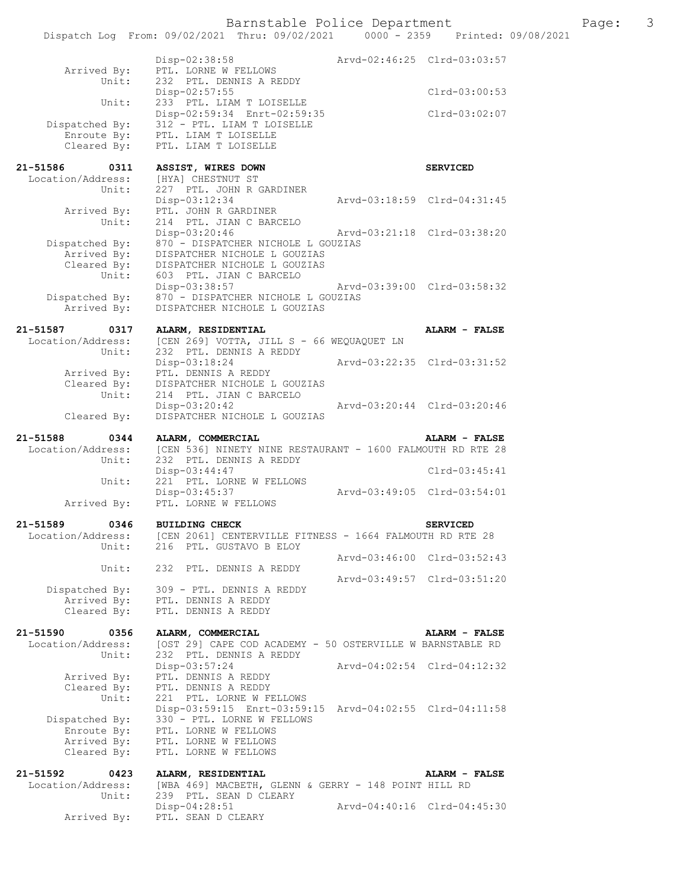```
                Disp-02:38:58                 Arvd-02:46:25  Clrd-03:03:57
   Arrived By:  PTL. LORNE W FELLOWS
        Unit:   232  PTL. DENNIS A REDDY
                Disp-02:57:55                                Clrd-03:00:53
        Unit:   233  PTL. LIAM T LOISELLE
                Disp-02:59:34  Enrt-02:59:35                 Clrd-03:02:07
Dispatched By:  312 - PTL. LIAM T LOISELLE
   Enroute By:  PTL. LIAM T LOISELLE
   Cleared By:  PTL. LIAM T LOISELLE

21-51586     0311   ASSIST, WIRES DOWN                              SERVICED
 Location/Address:  [HYA] CHESTNUT ST
            Unit:   227  PTL. JOHN R GARDINER
                    Disp-03:12:34              Arvd-03:18:59  Clrd-04:31:45
      Arrived By:   PTL. JOHN R GARDINER
            Unit:   214  PTL. JIAN C BARCELO
                    Disp-03:20:46              Arvd-03:21:18  Clrd-03:38:20
   Dispatched By:   870 - DISPATCHER NICHOLE L GOUZIAS
      Arrived By:   DISPATCHER NICHOLE L GOUZIAS
      Cleared By:   DISPATCHER NICHOLE L GOUZIAS
            Unit:   603  PTL. JIAN C BARCELO
                    Disp-03:38:57              Arvd-03:39:00  Clrd-03:58:32
   Dispatched By:   870 - DISPATCHER NICHOLE L GOUZIAS
      Arrived By:   DISPATCHER NICHOLE L GOUZIAS

21-51587     0317   ALARM, RESIDENTIAL                              ALARM - FALSE
 Location/Address:  [CEN 269] VOTTA, JILL S - 66 WEQUAQUET LN
            Unit:   232  PTL. DENNIS A REDDY
                    Disp-03:18:24              Arvd-03:22:35  Clrd-03:31:52
      Arrived By:   PTL. DENNIS A REDDY
      Cleared By:   DISPATCHER NICHOLE L GOUZIAS
            Unit:   214  PTL. JIAN C BARCELO
                    Disp-03:20:42              Arvd-03:20:44  Clrd-03:20:46
      Cleared By:   DISPATCHER NICHOLE L GOUZIAS

21-51588     0344   ALARM, COMMERCIAL                               ALARM - FALSE
 Location/Address:  [CEN 536] NINETY NINE RESTAURANT - 1600 FALMOUTH RD RTE 28
            Unit:   232  PTL. DENNIS A REDDY
                    Disp-03:44:47                             Clrd-03:45:41
            Unit:   221  PTL. LORNE W FELLOWS
                    Disp-03:45:37              Arvd-03:49:05  Clrd-03:54:01
      Arrived By:   PTL. LORNE W FELLOWS

21-51589     0346   BUILDING CHECK                                  SERVICED
 Location/Address:  [CEN 2061] CENTERVILLE FITNESS - 1664 FALMOUTH RD RTE 28
            Unit:   216  PTL. GUSTAVO B ELOY
                                               Arvd-03:46:00  Clrd-03:52:43
            Unit:   232  PTL. DENNIS A REDDY
                                               Arvd-03:49:57  Clrd-03:51:20
   Dispatched By:   309 - PTL. DENNIS A REDDY
      Arrived By:   PTL. DENNIS A REDDY
      Cleared By:   PTL. DENNIS A REDDY

21-51590     0356   ALARM, COMMERCIAL                               ALARM - FALSE
 Location/Address:  [OST 29] CAPE COD ACADEMY - 50 OSTERVILLE W BARNSTABLE RD
            Unit:   232  PTL. DENNIS A REDDY
                    Disp-03:57:24              Arvd-04:02:54  Clrd-04:12:32
      Arrived By:   PTL. DENNIS A REDDY
      Cleared By:   PTL. DENNIS A REDDY
            Unit:   221  PTL. LORNE W FELLOWS
                    Disp-03:59:15  Enrt-03:59:15  Arvd-04:02:55  Clrd-04:11:58
   Dispatched By:   330 - PTL. LORNE W FELLOWS
      Enroute By:   PTL. LORNE W FELLOWS
      Arrived By:   PTL. LORNE W FELLOWS
      Cleared By:   PTL. LORNE W FELLOWS

21-51592     0423   ALARM, RESIDENTIAL                              ALARM - FALSE
 Location/Address:  [WBA 469] MACBETH, GLENN & GERRY - 148 POINT HILL RD
            Unit:   239  PTL. SEAN D CLEARY
                    Disp-04:28:51              Arvd-04:40:16  Clrd-04:45:30
      Arrived By:   PTL. SEAN D CLEARY
```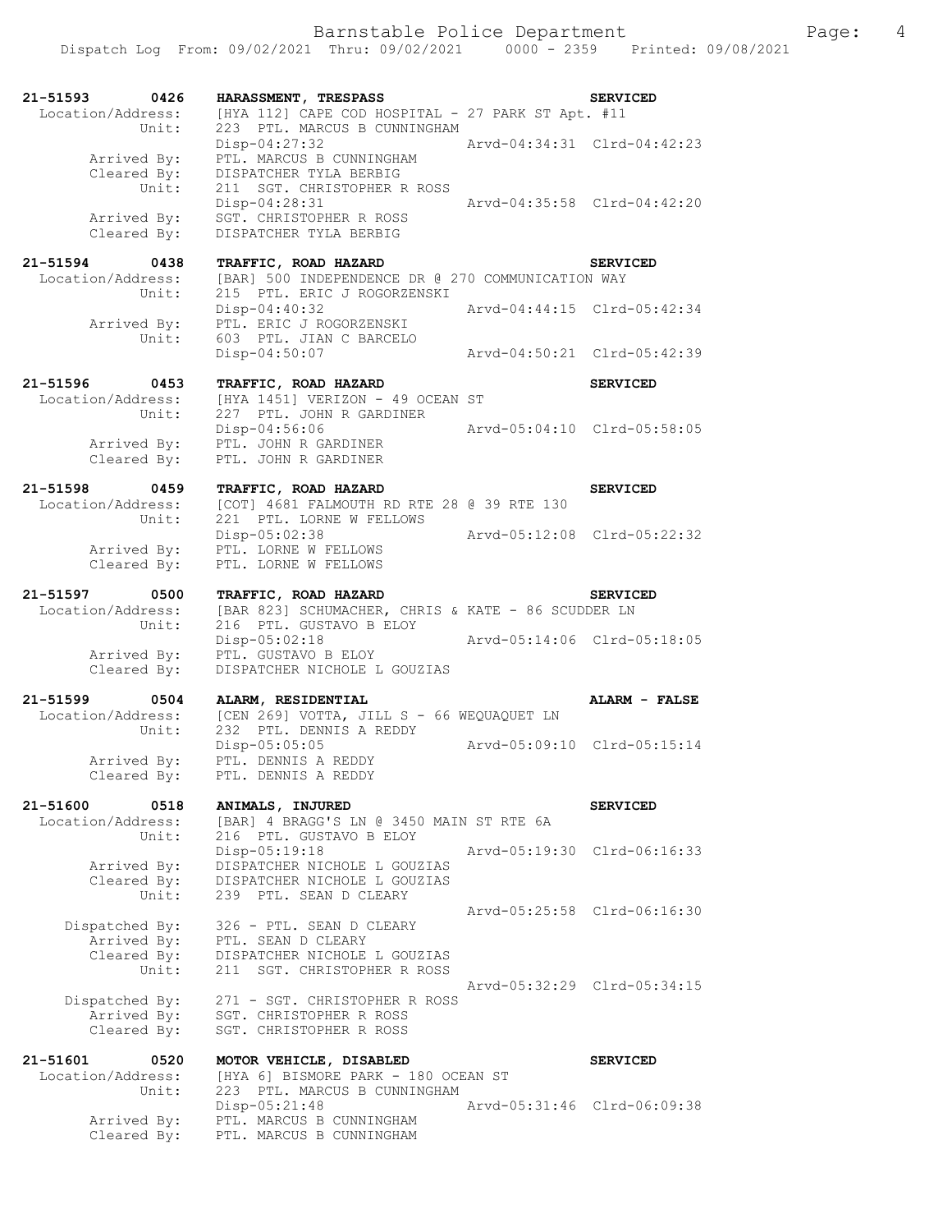```
21-51593     0426   HARASSMENT, TRESPASS                                    SERVICED
 Location/Address:    [HYA 112] CAPE COD HOSPITAL - 27 PARK ST Apt. #11
            Unit:    223  PTL. MARCUS B CUNNINGHAM
                     Disp-04:27:32                    Arvd-04:34:31  Clrd-04:42:23
      Arrived By:    PTL. MARCUS B CUNNINGHAM
      Cleared By:    DISPATCHER TYLA BERBIG
            Unit:    211  SGT. CHRISTOPHER R ROSS
                     Disp-04:28:31                    Arvd-04:35:58  Clrd-04:42:20
      Arrived By:    SGT. CHRISTOPHER R ROSS
      Cleared By:    DISPATCHER TYLA BERBIG

21-51594     0438   TRAFFIC, ROAD HAZARD                                    SERVICED
 Location/Address:    [BAR] 500 INDEPENDENCE DR @ 270 COMMUNICATION WAY
            Unit:    215  PTL. ERIC J ROGORZENSKI
                     Disp-04:40:32                    Arvd-04:44:15  Clrd-05:42:34
      Arrived By:    PTL. ERIC J ROGORZENSKI
            Unit:    603  PTL. JIAN C BARCELO
                     Disp-04:50:07                    Arvd-04:50:21  Clrd-05:42:39

21-51596     0453   TRAFFIC, ROAD HAZARD                                    SERVICED
 Location/Address:    [HYA 1451] VERIZON - 49 OCEAN ST
            Unit:    227  PTL. JOHN R GARDINER
                     Disp-04:56:06                    Arvd-05:04:10  Clrd-05:58:05
      Arrived By:    PTL. JOHN R GARDINER
      Cleared By:    PTL. JOHN R GARDINER

21-51598     0459   TRAFFIC, ROAD HAZARD                                    SERVICED
 Location/Address:    [COT] 4681 FALMOUTH RD RTE 28 @ 39 RTE 130
            Unit:    221  PTL. LORNE W FELLOWS
                     Disp-05:02:38                    Arvd-05:12:08  Clrd-05:22:32
      Arrived By:    PTL. LORNE W FELLOWS
      Cleared By:    PTL. LORNE W FELLOWS

21-51597     0500   TRAFFIC, ROAD HAZARD                                    SERVICED
 Location/Address:    [BAR 823] SCHUMACHER, CHRIS & KATE - 86 SCUDDER LN
            Unit:    216  PTL. GUSTAVO B ELOY
                     Disp-05:02:18                    Arvd-05:14:06  Clrd-05:18:05
      Arrived By:    PTL. GUSTAVO B ELOY
      Cleared By:    DISPATCHER NICHOLE L GOUZIAS

21-51599     0504   ALARM, RESIDENTIAL                                      ALARM - FALSE
 Location/Address:    [CEN 269] VOTTA, JILL S - 66 WEQUAQUET LN
            Unit:    232  PTL. DENNIS A REDDY
                     Disp-05:05:05                    Arvd-05:09:10  Clrd-05:15:14
      Arrived By:    PTL. DENNIS A REDDY
      Cleared By:    PTL. DENNIS A REDDY

21-51600     0518   ANIMALS, INJURED                                        SERVICED
 Location/Address:    [BAR] 4 BRAGG'S LN @ 3450 MAIN ST RTE 6A
            Unit:    216  PTL. GUSTAVO B ELOY
                     Disp-05:19:18                    Arvd-05:19:30  Clrd-06:16:33
      Arrived By:    DISPATCHER NICHOLE L GOUZIAS
      Cleared By:    DISPATCHER NICHOLE L GOUZIAS
            Unit:    239  PTL. SEAN D CLEARY
                                                      Arvd-05:25:58  Clrd-06:16:30
   Dispatched By:    326 - PTL. SEAN D CLEARY
      Arrived By:    PTL. SEAN D CLEARY
      Cleared By:    DISPATCHER NICHOLE L GOUZIAS
            Unit:    211  SGT. CHRISTOPHER R ROSS
                                                      Arvd-05:32:29  Clrd-05:34:15
   Dispatched By:    271 - SGT. CHRISTOPHER R ROSS
      Arrived By:    SGT. CHRISTOPHER R ROSS
      Cleared By:    SGT. CHRISTOPHER R ROSS

21-51601     0520   MOTOR VEHICLE, DISABLED                                 SERVICED
 Location/Address:    [HYA 6] BISMORE PARK - 180 OCEAN ST
            Unit:    223  PTL. MARCUS B CUNNINGHAM
                     Disp-05:21:48                    Arvd-05:31:46  Clrd-06:09:38
      Arrived By:    PTL. MARCUS B CUNNINGHAM
      Cleared By:    PTL. MARCUS B CUNNINGHAM
```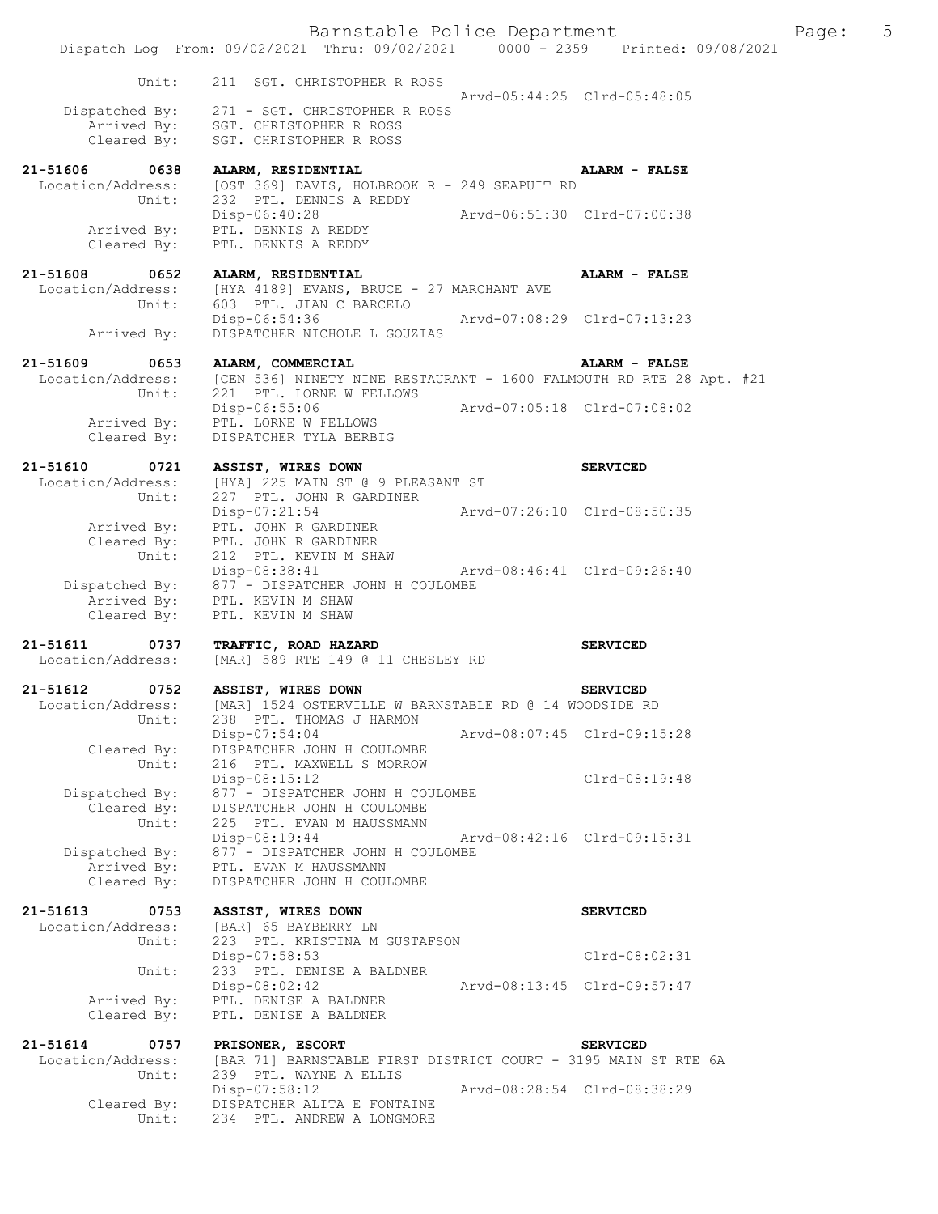```
            Unit:     211  SGT. CHRISTOPHER R ROSS
                                                 Arvd-05:44:25  Clrd-05:48:05
      Dispatched By:   271 - SGT. CHRISTOPHER R ROSS
        Arrived By:    SGT. CHRISTOPHER R ROSS
        Cleared By:    SGT. CHRISTOPHER R ROSS

21-51606      0638   ALARM, RESIDENTIAL                              ALARM - FALSE
  Location/Address:   [OST 369] DAVIS, HOLBROOK R - 249 SEAPUIT RD
             Unit:    232  PTL. DENNIS A REDDY
                      Disp-06:40:28              Arvd-06:51:30  Clrd-07:00:38
        Arrived By:   PTL. DENNIS A REDDY
        Cleared By:   PTL. DENNIS A REDDY

21-51608      0652   ALARM, RESIDENTIAL                              ALARM - FALSE
  Location/Address:   [HYA 4189] EVANS, BRUCE - 27 MARCHANT AVE
             Unit:    603  PTL. JIAN C BARCELO
                      Disp-06:54:36              Arvd-07:08:29  Clrd-07:13:23
        Arrived By:   DISPATCHER NICHOLE L GOUZIAS

21-51609      0653   ALARM, COMMERCIAL                               ALARM - FALSE
  Location/Address:   [CEN 536] NINETY NINE RESTAURANT - 1600 FALMOUTH RD RTE 28 Apt. #21
             Unit:    221  PTL. LORNE W FELLOWS
                      Disp-06:55:06              Arvd-07:05:18  Clrd-07:08:02
        Arrived By:   PTL. LORNE W FELLOWS
        Cleared By:   DISPATCHER TYLA BERBIG

21-51610      0721   ASSIST, WIRES DOWN                              SERVICED
  Location/Address:   [HYA] 225 MAIN ST @ 9 PLEASANT ST
             Unit:    227  PTL. JOHN R GARDINER
                      Disp-07:21:54              Arvd-07:26:10  Clrd-08:50:35
        Arrived By:   PTL. JOHN R GARDINER
        Cleared By:   PTL. JOHN R GARDINER
             Unit:    212  PTL. KEVIN M SHAW
                      Disp-08:38:41              Arvd-08:46:41  Clrd-09:26:40
      Dispatched By:  877 - DISPATCHER JOHN H COULOMBE
        Arrived By:   PTL. KEVIN M SHAW
        Cleared By:   PTL. KEVIN M SHAW

21-51611      0737   TRAFFIC, ROAD HAZARD                            SERVICED
  Location/Address:   [MAR] 589 RTE 149 @ 11 CHESLEY RD

21-51612      0752   ASSIST, WIRES DOWN                              SERVICED
  Location/Address:   [MAR] 1524 OSTERVILLE W BARNSTABLE RD @ 14 WOODSIDE RD
             Unit:    238  PTL. THOMAS J HARMON
                      Disp-07:54:04              Arvd-08:07:45  Clrd-09:15:28
        Cleared By:   DISPATCHER JOHN H COULOMBE
             Unit:    216  PTL. MAXWELL S MORROW
                      Disp-08:15:12                             Clrd-08:19:48
      Dispatched By:  877 - DISPATCHER JOHN H COULOMBE
        Cleared By:   DISPATCHER JOHN H COULOMBE
             Unit:    225  PTL. EVAN M HAUSSMANN
                      Disp-08:19:44              Arvd-08:42:16  Clrd-09:15:31
      Dispatched By:  877 - DISPATCHER JOHN H COULOMBE
        Arrived By:   PTL. EVAN M HAUSSMANN
        Cleared By:   DISPATCHER JOHN H COULOMBE

21-51613      0753   ASSIST, WIRES DOWN                              SERVICED
  Location/Address:   [BAR] 65 BAYBERRY LN
             Unit:    223  PTL. KRISTINA M GUSTAFSON
                      Disp-07:58:53                             Clrd-08:02:31
             Unit:    233  PTL. DENISE A BALDNER
                      Disp-08:02:42              Arvd-08:13:45  Clrd-09:57:47
        Arrived By:   PTL. DENISE A BALDNER
        Cleared By:   PTL. DENISE A BALDNER

21-51614      0757   PRISONER, ESCORT                                SERVICED
  Location/Address:   [BAR 71] BARNSTABLE FIRST DISTRICT COURT - 3195 MAIN ST RTE 6A
             Unit:    239  PTL. WAYNE A ELLIS
                      Disp-07:58:12              Arvd-08:28:54  Clrd-08:38:29
        Cleared By:   DISPATCHER ALITA E FONTAINE
             Unit:    234  PTL. ANDREW A LONGMORE
```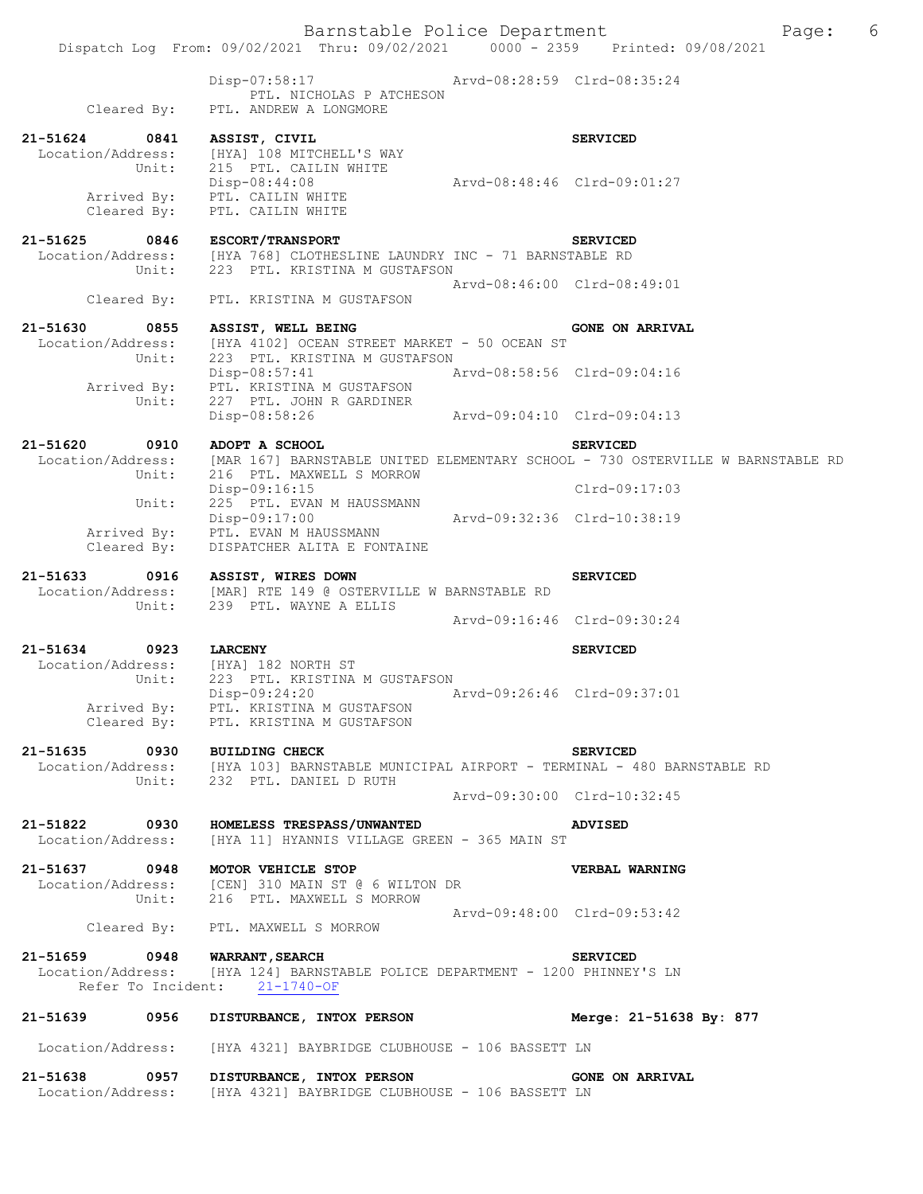Disp-07:58:17 Arvd-08:28:59 Clrd-08:35:24
PTL. NICHOLAS P ATCHESON
Cleared By: PTL. ANDREW A LONGMORE

**21-51624 0841 ASSIST, CIVIL** **SERVICED**
Location/Address: [HYA] 108 MITCHELL'S WAY
Unit: 215 PTL. CAILIN WHITE
Disp-08:44:08 Arvd-08:48:46 Clrd-09:01:27
Arrived By: PTL. CAILIN WHITE
Cleared By: PTL. CAILIN WHITE

**21-51625 0846 ESCORT/TRANSPORT** **SERVICED**
Location/Address: [HYA 768] CLOTHESLINE LAUNDRY INC - 71 BARNSTABLE RD
Unit: 223 PTL. KRISTINA M GUSTAFSON
Arvd-08:46:00 Clrd-08:49:01
Cleared By: PTL. KRISTINA M GUSTAFSON

**21-51630 0855 ASSIST, WELL BEING** **GONE ON ARRIVAL**
Location/Address: [HYA 4102] OCEAN STREET MARKET - 50 OCEAN ST
Unit: 223 PTL. KRISTINA M GUSTAFSON
Disp-08:57:41 Arvd-08:58:56 Clrd-09:04:16
Arrived By: PTL. KRISTINA M GUSTAFSON
Unit: 227 PTL. JOHN R GARDINER
Disp-08:58:26 Arvd-09:04:10 Clrd-09:04:13

**21-51620 0910 ADOPT A SCHOOL** **SERVICED**
Location/Address: [MAR 167] BARNSTABLE UNITED ELEMENTARY SCHOOL - 730 OSTERVILLE W BARNSTABLE RD
Unit: 216 PTL. MAXWELL S MORROW
Disp-09:16:15 Clrd-09:17:03
Unit: 225 PTL. EVAN M HAUSSMANN
Disp-09:17:00 Arvd-09:32:36 Clrd-10:38:19
Arrived By: PTL. EVAN M HAUSSMANN
Cleared By: DISPATCHER ALITA E FONTAINE

**21-51633 0916 ASSIST, WIRES DOWN** **SERVICED**
Location/Address: [MAR] RTE 149 @ OSTERVILLE W BARNSTABLE RD
Unit: 239 PTL. WAYNE A ELLIS
Arvd-09:16:46 Clrd-09:30:24

**21-51634 0923 LARCENY** **SERVICED**
Location/Address: [HYA] 182 NORTH ST
Unit: 223 PTL. KRISTINA M GUSTAFSON
Disp-09:24:20 Arvd-09:26:46 Clrd-09:37:01
Arrived By: PTL. KRISTINA M GUSTAFSON
Cleared By: PTL. KRISTINA M GUSTAFSON

**21-51635 0930 BUILDING CHECK** **SERVICED**
Location/Address: [HYA 103] BARNSTABLE MUNICIPAL AIRPORT - TERMINAL - 480 BARNSTABLE RD
Unit: 232 PTL. DANIEL D RUTH
Arvd-09:30:00 Clrd-10:32:45

**21-51822 0930 HOMELESS TRESPASS/UNWANTED** **ADVISED**
Location/Address: [HYA 11] HYANNIS VILLAGE GREEN - 365 MAIN ST

**21-51637 0948 MOTOR VEHICLE STOP** **VERBAL WARNING**
Location/Address: [CEN] 310 MAIN ST @ 6 WILTON DR
Unit: 216 PTL. MAXWELL S MORROW
Arvd-09:48:00 Clrd-09:53:42
Cleared By: PTL. MAXWELL S MORROW

**21-51659 0948 WARRANT,SEARCH** **SERVICED**
Location/Address: [HYA 124] BARNSTABLE POLICE DEPARTMENT - 1200 PHINNEY'S LN
Refer To Incident: 21-1740-OF

**21-51639 0956 DISTURBANCE, INTOX PERSON** **Merge: 21-51638 By: 877**
Location/Address: [HYA 4321] BAYBRIDGE CLUBHOUSE - 106 BASSETT LN

**21-51638 0957 DISTURBANCE, INTOX PERSON** **GONE ON ARRIVAL**
Location/Address: [HYA 4321] BAYBRIDGE CLUBHOUSE - 106 BASSETT LN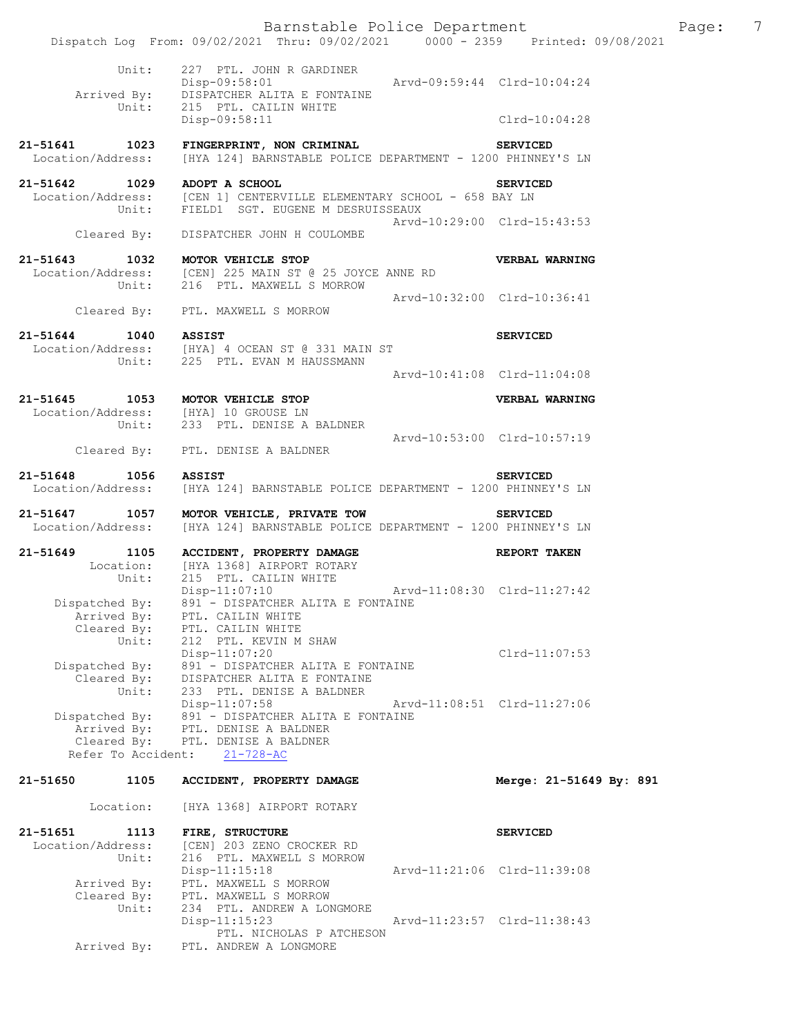```
            Unit:     227  PTL. JOHN R GARDINER
                      Disp-09:58:01                Arvd-09:59:44  Clrd-10:04:24
       Arrived By:    DISPATCHER ALITA E FONTAINE
            Unit:     215  PTL. CAILIN WHITE
                      Disp-09:58:11                               Clrd-10:04:28

21-51641       1023   FINGERPRINT, NON CRIMINAL                   SERVICED
  Location/Address:   [HYA 124] BARNSTABLE POLICE DEPARTMENT - 1200 PHINNEY'S LN

21-51642       1029   ADOPT A SCHOOL                              SERVICED
  Location/Address:   [CEN 1] CENTERVILLE ELEMENTARY SCHOOL - 658 BAY LN
            Unit:     FIELD1  SGT. EUGENE M DESRUISSEAUX
                                                   Arvd-10:29:00  Clrd-15:43:53
       Cleared By:    DISPATCHER JOHN H COULOMBE

21-51643       1032   MOTOR VEHICLE STOP                          VERBAL WARNING
  Location/Address:   [CEN] 225 MAIN ST @ 25 JOYCE ANNE RD
            Unit:     216  PTL. MAXWELL S MORROW
                                                   Arvd-10:32:00  Clrd-10:36:41
       Cleared By:    PTL. MAXWELL S MORROW

21-51644       1040   ASSIST                                      SERVICED
  Location/Address:   [HYA] 4 OCEAN ST @ 331 MAIN ST
            Unit:     225  PTL. EVAN M HAUSSMANN
                                                   Arvd-10:41:08  Clrd-11:04:08

21-51645       1053   MOTOR VEHICLE STOP                          VERBAL WARNING
  Location/Address:   [HYA] 10 GROUSE LN
            Unit:     233  PTL. DENISE A BALDNER
                                                   Arvd-10:53:00  Clrd-10:57:19
       Cleared By:    PTL. DENISE A BALDNER

21-51648       1056   ASSIST                                      SERVICED
  Location/Address:   [HYA 124] BARNSTABLE POLICE DEPARTMENT - 1200 PHINNEY'S LN

21-51647       1057   MOTOR VEHICLE, PRIVATE TOW                  SERVICED
  Location/Address:   [HYA 124] BARNSTABLE POLICE DEPARTMENT - 1200 PHINNEY'S LN

21-51649       1105   ACCIDENT, PROPERTY DAMAGE                   REPORT TAKEN
         Location:    [HYA 1368] AIRPORT ROTARY
            Unit:     215  PTL. CAILIN WHITE
                      Disp-11:07:10                Arvd-11:08:30  Clrd-11:27:42
    Dispatched By:    891 - DISPATCHER ALITA E FONTAINE
       Arrived By:    PTL. CAILIN WHITE
       Cleared By:    PTL. CAILIN WHITE
            Unit:     212  PTL. KEVIN M SHAW
                      Disp-11:07:20                               Clrd-11:07:53
    Dispatched By:    891 - DISPATCHER ALITA E FONTAINE
       Cleared By:    DISPATCHER ALITA E FONTAINE
            Unit:     233  PTL. DENISE A BALDNER
                      Disp-11:07:58                Arvd-11:08:51  Clrd-11:27:06
    Dispatched By:    891 - DISPATCHER ALITA E FONTAINE
       Arrived By:    PTL. DENISE A BALDNER
       Cleared By:    PTL. DENISE A BALDNER
   Refer To Accident:   21-728-AC

21-51650       1105   ACCIDENT, PROPERTY DAMAGE                   Merge: 21-51649 By: 891

         Location:    [HYA 1368] AIRPORT ROTARY

21-51651       1113   FIRE, STRUCTURE                             SERVICED
  Location/Address:   [CEN] 203 ZENO CROCKER RD
            Unit:     216  PTL. MAXWELL S MORROW
                      Disp-11:15:18                Arvd-11:21:06  Clrd-11:39:08
       Arrived By:    PTL. MAXWELL S MORROW
       Cleared By:    PTL. MAXWELL S MORROW
            Unit:     234  PTL. ANDREW A LONGMORE
                      Disp-11:15:23                Arvd-11:23:57  Clrd-11:38:43
                        PTL. NICHOLAS P ATCHESON
       Arrived By:    PTL. ANDREW A LONGMORE
```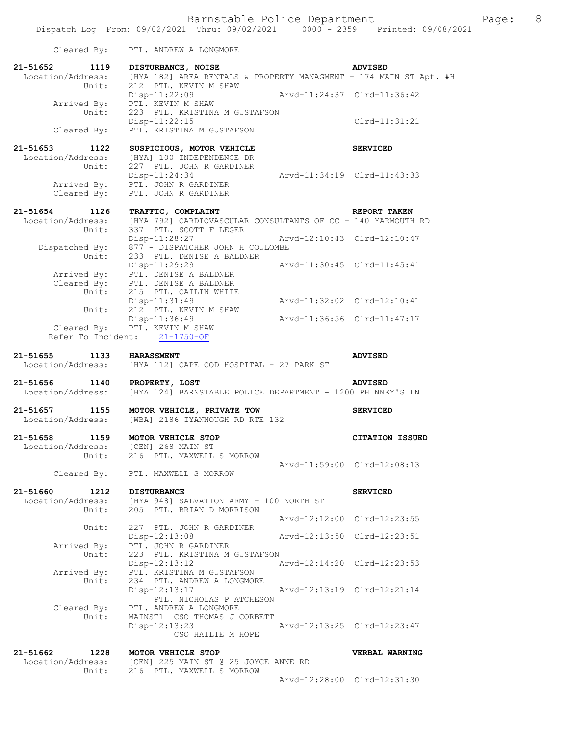Cleared By: PTL. ANDREW A LONGMORE

**21-51652 1119 DISTURBANCE, NOISE** **ADVISED**
Location/Address: [HYA 182] AREA RENTALS & PROPERTY MANAGMENT - 174 MAIN ST Apt. #H
Unit: 212 PTL. KEVIN M SHAW
Disp-11:22:09 Arvd-11:24:37 Clrd-11:36:42
Arrived By: PTL. KEVIN M SHAW
Unit: 223 PTL. KRISTINA M GUSTAFSON
Disp-11:22:15 Clrd-11:31:21
Cleared By: PTL. KRISTINA M GUSTAFSON

**21-51653 1122 SUSPICIOUS, MOTOR VEHICLE** **SERVICED**
Location/Address: [HYA] 100 INDEPENDENCE DR
Unit: 227 PTL. JOHN R GARDINER
Disp-11:24:34 Arvd-11:34:19 Clrd-11:43:33
Arrived By: PTL. JOHN R GARDINER
Cleared By: PTL. JOHN R GARDINER

**21-51654 1126 TRAFFIC, COMPLAINT** **REPORT TAKEN**
Location/Address: [HYA 792] CARDIOVASCULAR CONSULTANTS OF CC - 140 YARMOUTH RD
Unit: 337 PTL. SCOTT F LEGER
Disp-11:28:27 Arvd-12:10:43 Clrd-12:10:47
Dispatched By: 877 - DISPATCHER JOHN H COULOMBE
Unit: 233 PTL. DENISE A BALDNER
Disp-11:29:29 Arvd-11:30:45 Clrd-11:45:41
Arrived By: PTL. DENISE A BALDNER
Cleared By: PTL. DENISE A BALDNER
Unit: 215 PTL. CAILIN WHITE
Disp-11:31:49 Arvd-11:32:02 Clrd-12:10:41
Unit: 212 PTL. KEVIN M SHAW
Disp-11:36:49 Arvd-11:36:56 Clrd-11:47:17
Cleared By: PTL. KEVIN M SHAW
Refer To Incident: 21-1750-OF

**21-51655 1133 HARASSMENT** **ADVISED**
Location/Address: [HYA 112] CAPE COD HOSPITAL - 27 PARK ST

**21-51656 1140 PROPERTY, LOST** **ADVISED**
Location/Address: [HYA 124] BARNSTABLE POLICE DEPARTMENT - 1200 PHINNEY'S LN

**21-51657 1155 MOTOR VEHICLE, PRIVATE TOW** **SERVICED**
Location/Address: [WBA] 2186 IYANNOUGH RD RTE 132

**21-51658 1159 MOTOR VEHICLE STOP** **CITATION ISSUED**
Location/Address: [CEN] 268 MAIN ST
Unit: 216 PTL. MAXWELL S MORROW
Arvd-11:59:00 Clrd-12:08:13
Cleared By: PTL. MAXWELL S MORROW

**21-51660 1212 DISTURBANCE** **SERVICED**
Location/Address: [HYA 948] SALVATION ARMY - 100 NORTH ST
Unit: 205 PTL. BRIAN D MORRISON
Arvd-12:12:00 Clrd-12:23:55
Unit: 227 PTL. JOHN R GARDINER
Disp-12:13:08 Arvd-12:13:50 Clrd-12:23:51
Arrived By: PTL. JOHN R GARDINER
Unit: 223 PTL. KRISTINA M GUSTAFSON
Disp-12:13:12 Arvd-12:14:20 Clrd-12:23:53
Arrived By: PTL. KRISTINA M GUSTAFSON
Unit: 234 PTL. ANDREW A LONGMORE
Disp-12:13:17 Arvd-12:13:19 Clrd-12:21:14
PTL. NICHOLAS P ATCHESON
Cleared By: PTL. ANDREW A LONGMORE
Unit: MAINST1 CSO THOMAS J CORBETT
Disp-12:13:23 Arvd-12:13:25 Clrd-12:23:47
CSO HAILIE M HOPE

**21-51662 1228 MOTOR VEHICLE STOP** **VERBAL WARNING**
Location/Address: [CEN] 225 MAIN ST @ 25 JOYCE ANNE RD
Unit: 216 PTL. MAXWELL S MORROW
Arvd-12:28:00 Clrd-12:31:30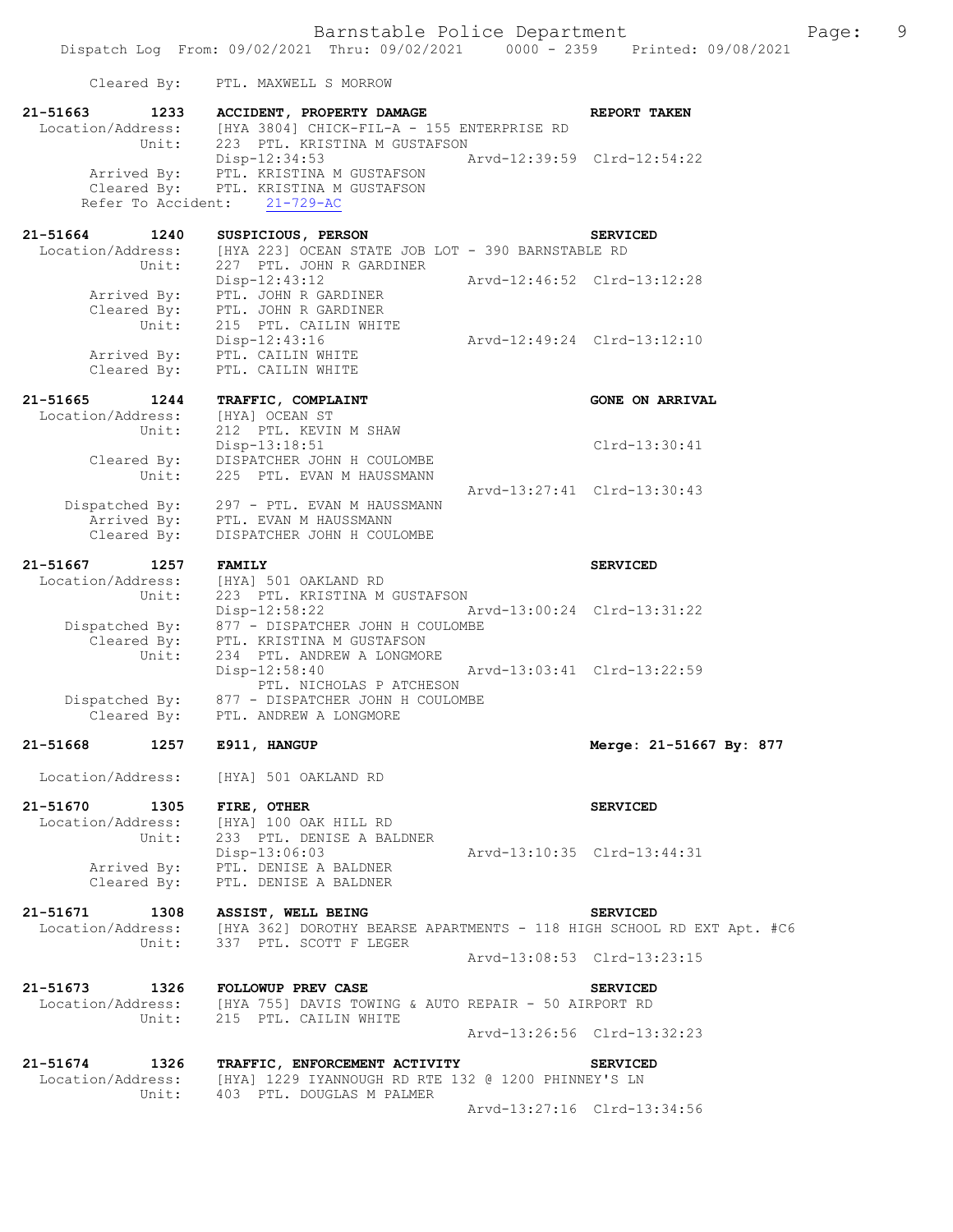Cleared By: PTL. MAXWELL S MORROW

**21-51663 1233 ACCIDENT, PROPERTY DAMAGE** — **REPORT TAKEN**
Location/Address: [HYA 3804] CHICK-FIL-A - 155 ENTERPRISE RD
Unit: 223 PTL. KRISTINA M GUSTAFSON
Disp-12:34:53 Arvd-12:39:59 Clrd-12:54:22
Arrived By: PTL. KRISTINA M GUSTAFSON
Cleared By: PTL. KRISTINA M GUSTAFSON
Refer To Accident: 21-729-AC

**21-51664 1240 SUSPICIOUS, PERSON** — **SERVICED**
Location/Address: [HYA 223] OCEAN STATE JOB LOT - 390 BARNSTABLE RD
Unit: 227 PTL. JOHN R GARDINER
Disp-12:43:12 Arvd-12:46:52 Clrd-13:12:28
Arrived By: PTL. JOHN R GARDINER
Cleared By: PTL. JOHN R GARDINER
Unit: 215 PTL. CAILIN WHITE
Disp-12:43:16 Arvd-12:49:24 Clrd-13:12:10
Arrived By: PTL. CAILIN WHITE
Cleared By: PTL. CAILIN WHITE

**21-51665 1244 TRAFFIC, COMPLAINT** — **GONE ON ARRIVAL**
Location/Address: [HYA] OCEAN ST
Unit: 212 PTL. KEVIN M SHAW
Disp-13:18:51 Clrd-13:30:41
Cleared By: DISPATCHER JOHN H COULOMBE
Unit: 225 PTL. EVAN M HAUSSMANN
Arvd-13:27:41 Clrd-13:30:43
Dispatched By: 297 - PTL. EVAN M HAUSSMANN
Arrived By: PTL. EVAN M HAUSSMANN
Cleared By: DISPATCHER JOHN H COULOMBE

**21-51667 1257 FAMILY** — **SERVICED**
Location/Address: [HYA] 501 OAKLAND RD
Unit: 223 PTL. KRISTINA M GUSTAFSON
Disp-12:58:22 Arvd-13:00:24 Clrd-13:31:22
Dispatched By: 877 - DISPATCHER JOHN H COULOMBE
Cleared By: PTL. KRISTINA M GUSTAFSON
Unit: 234 PTL. ANDREW A LONGMORE
Disp-12:58:40 Arvd-13:03:41 Clrd-13:22:59
PTL. NICHOLAS P ATCHESON
Dispatched By: 877 - DISPATCHER JOHN H COULOMBE
Cleared By: PTL. ANDREW A LONGMORE

**21-51668 1257 E911, HANGUP** — **Merge: 21-51667 By: 877**
Location/Address: [HYA] 501 OAKLAND RD

**21-51670 1305 FIRE, OTHER** — **SERVICED**
Location/Address: [HYA] 100 OAK HILL RD
Unit: 233 PTL. DENISE A BALDNER
Disp-13:06:03 Arvd-13:10:35 Clrd-13:44:31
Arrived By: PTL. DENISE A BALDNER
Cleared By: PTL. DENISE A BALDNER

**21-51671 1308 ASSIST, WELL BEING** — **SERVICED**
Location/Address: [HYA 362] DOROTHY BEARSE APARTMENTS - 118 HIGH SCHOOL RD EXT Apt. #C6
Unit: 337 PTL. SCOTT F LEGER
Arvd-13:08:53 Clrd-13:23:15

**21-51673 1326 FOLLOWUP PREV CASE** — **SERVICED**
Location/Address: [HYA 755] DAVIS TOWING & AUTO REPAIR - 50 AIRPORT RD
Unit: 215 PTL. CAILIN WHITE
Arvd-13:26:56 Clrd-13:32:23

**21-51674 1326 TRAFFIC, ENFORCEMENT ACTIVITY** — **SERVICED**
Location/Address: [HYA] 1229 IYANNOUGH RD RTE 132 @ 1200 PHINNEY'S LN
Unit: 403 PTL. DOUGLAS M PALMER
Arvd-13:27:16 Clrd-13:34:56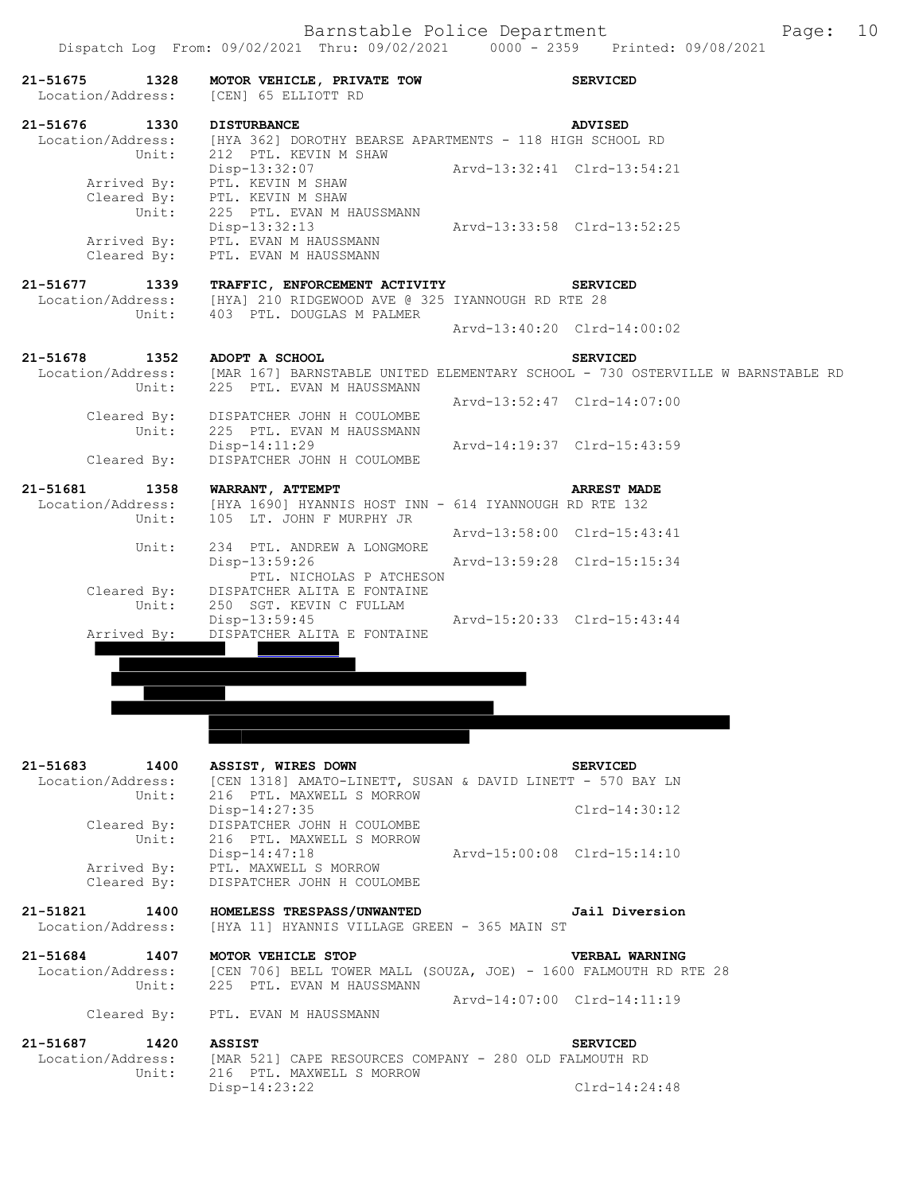```
21-51675     1328   MOTOR VEHICLE, PRIVATE TOW                    SERVICED
 Location/Address:  [CEN] 65 ELLIOTT RD

21-51676     1330   DISTURBANCE                                   ADVISED
 Location/Address:  [HYA 362] DOROTHY BEARSE APARTMENTS - 118 HIGH SCHOOL RD
            Unit:   212  PTL. KEVIN M SHAW
                    Disp-13:32:07              Arvd-13:32:41  Clrd-13:54:21
      Arrived By:   PTL. KEVIN M SHAW
      Cleared By:   PTL. KEVIN M SHAW
            Unit:   225  PTL. EVAN M HAUSSMANN
                    Disp-13:32:13              Arvd-13:33:58  Clrd-13:52:25
      Arrived By:   PTL. EVAN M HAUSSMANN
      Cleared By:   PTL. EVAN M HAUSSMANN

21-51677     1339   TRAFFIC, ENFORCEMENT ACTIVITY                 SERVICED
 Location/Address:  [HYA] 210 RIDGEWOOD AVE @ 325 IYANNOUGH RD RTE 28
            Unit:   403  PTL. DOUGLAS M PALMER
                                               Arvd-13:40:20  Clrd-14:00:02

21-51678     1352   ADOPT A SCHOOL                                SERVICED
 Location/Address:  [MAR 167] BARNSTABLE UNITED ELEMENTARY SCHOOL - 730 OSTERVILLE W BARNSTABLE RD
            Unit:   225  PTL. EVAN M HAUSSMANN
                                               Arvd-13:52:47  Clrd-14:07:00
      Cleared By:   DISPATCHER JOHN H COULOMBE
            Unit:   225  PTL. EVAN M HAUSSMANN
                    Disp-14:11:29              Arvd-14:19:37  Clrd-15:43:59
      Cleared By:   DISPATCHER JOHN H COULOMBE

21-51681     1358   WARRANT, ATTEMPT                              ARREST MADE
 Location/Address:  [HYA 1690] HYANNIS HOST INN - 614 IYANNOUGH RD RTE 132
            Unit:   105  LT. JOHN F MURPHY JR
                                               Arvd-13:58:00  Clrd-15:43:41
            Unit:   234  PTL. ANDREW A LONGMORE
                    Disp-13:59:26              Arvd-13:59:28  Clrd-15:15:34
                         PTL. NICHOLAS P ATCHESON
      Cleared By:   DISPATCHER ALITA E FONTAINE
            Unit:   250  SGT. KEVIN C FULLAM
                    Disp-13:59:45              Arvd-15:20:33  Clrd-15:43:44
      Arrived By:   DISPATCHER ALITA E FONTAINE

21-51683     1400   ASSIST, WIRES DOWN                            SERVICED
 Location/Address:  [CEN 1318] AMATO-LINETT, SUSAN & DAVID LINETT - 570 BAY LN
            Unit:   216  PTL. MAXWELL S MORROW
                    Disp-14:27:35                             Clrd-14:30:12
      Cleared By:   DISPATCHER JOHN H COULOMBE
            Unit:   216  PTL. MAXWELL S MORROW
                    Disp-14:47:18              Arvd-15:00:08  Clrd-15:14:10
      Arrived By:   PTL. MAXWELL S MORROW
      Cleared By:   DISPATCHER JOHN H COULOMBE

21-51821     1400   HOMELESS TRESPASS/UNWANTED                    Jail Diversion
 Location/Address:  [HYA 11] HYANNIS VILLAGE GREEN - 365 MAIN ST

21-51684     1407   MOTOR VEHICLE STOP                            VERBAL WARNING
 Location/Address:  [CEN 706] BELL TOWER MALL (SOUZA, JOE) - 1600 FALMOUTH RD RTE 28
            Unit:   225  PTL. EVAN M HAUSSMANN
                                               Arvd-14:07:00  Clrd-14:11:19
      Cleared By:   PTL. EVAN M HAUSSMANN

21-51687     1420   ASSIST                                        SERVICED
 Location/Address:  [MAR 521] CAPE RESOURCES COMPANY - 280 OLD FALMOUTH RD
            Unit:   216  PTL. MAXWELL S MORROW
                    Disp-14:23:22                             Clrd-14:24:48
```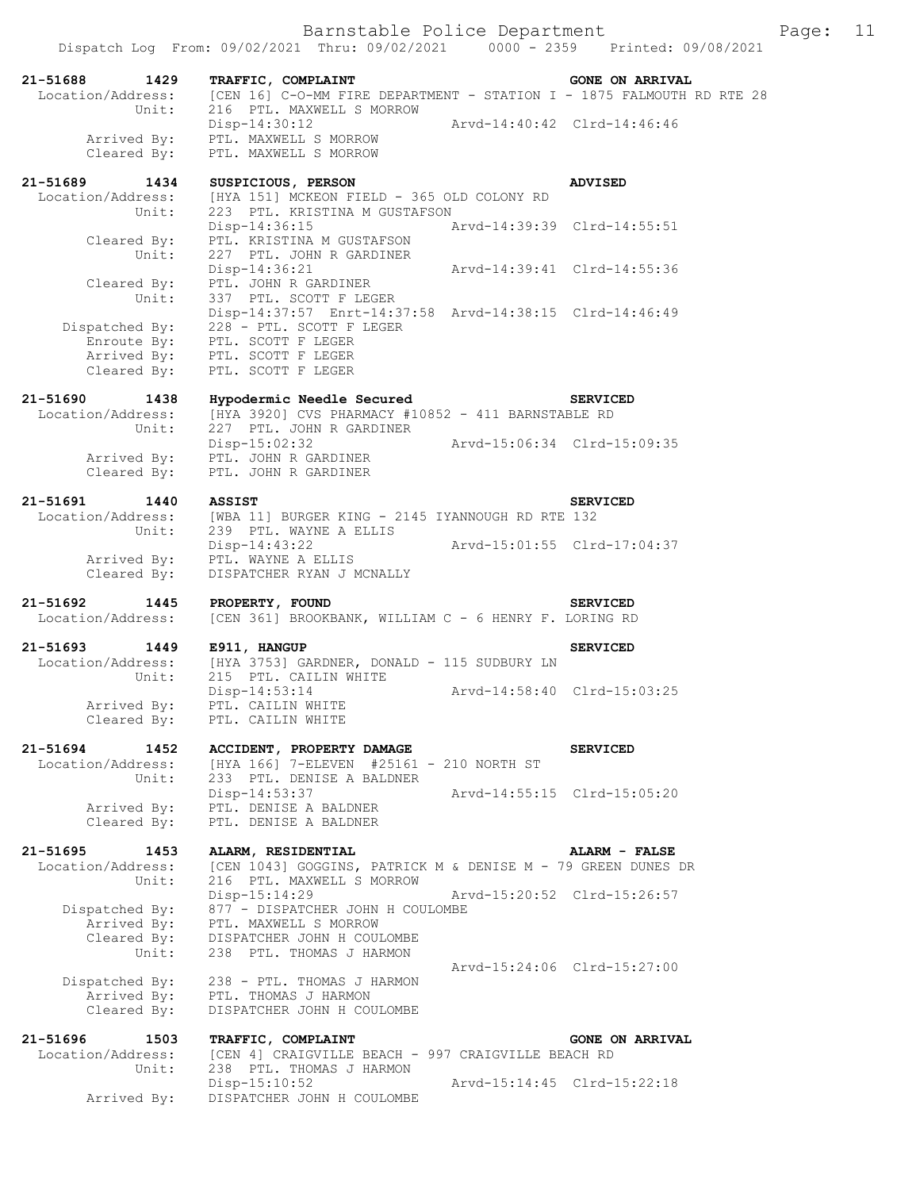**21-51688 1429 TRAFFIC, COMPLAINT** — **GONE ON ARRIVAL**

Location/Address: [CEN 16] C-O-MM FIRE DEPARTMENT - STATION I - 1875 FALMOUTH RD RTE 28
Unit: 216 PTL. MAXWELL S MORROW
Disp-14:30:12 Arvd-14:40:42 Clrd-14:46:46
Arrived By: PTL. MAXWELL S MORROW
Cleared By: PTL. MAXWELL S MORROW

**21-51689 1434 SUSPICIOUS, PERSON** — **ADVISED**

Location/Address: [HYA 151] MCKEON FIELD - 365 OLD COLONY RD
Unit: 223 PTL. KRISTINA M GUSTAFSON
Disp-14:36:15 Arvd-14:39:39 Clrd-14:55:51
Cleared By: PTL. KRISTINA M GUSTAFSON
Unit: 227 PTL. JOHN R GARDINER
Disp-14:36:21 Arvd-14:39:41 Clrd-14:55:36
Cleared By: PTL. JOHN R GARDINER
Unit: 337 PTL. SCOTT F LEGER
Disp-14:37:57 Enrt-14:37:58 Arvd-14:38:15 Clrd-14:46:49
Dispatched By: 228 - PTL. SCOTT F LEGER
Enroute By: PTL. SCOTT F LEGER
Arrived By: PTL. SCOTT F LEGER
Cleared By: PTL. SCOTT F LEGER

**21-51690 1438 Hypodermic Needle Secured** — **SERVICED**

Location/Address: [HYA 3920] CVS PHARMACY #10852 - 411 BARNSTABLE RD
Unit: 227 PTL. JOHN R GARDINER
Disp-15:02:32 Arvd-15:06:34 Clrd-15:09:35
Arrived By: PTL. JOHN R GARDINER
Cleared By: PTL. JOHN R GARDINER

**21-51691 1440 ASSIST** — **SERVICED**

Location/Address: [WBA 11] BURGER KING - 2145 IYANNOUGH RD RTE 132
Unit: 239 PTL. WAYNE A ELLIS
Disp-14:43:22 Arvd-15:01:55 Clrd-17:04:37
Arrived By: PTL. WAYNE A ELLIS
Cleared By: DISPATCHER RYAN J MCNALLY

**21-51692 1445 PROPERTY, FOUND** — **SERVICED**

Location/Address: [CEN 361] BROOKBANK, WILLIAM C - 6 HENRY F. LORING RD

**21-51693 1449 E911, HANGUP** — **SERVICED**

Location/Address: [HYA 3753] GARDNER, DONALD - 115 SUDBURY LN
Unit: 215 PTL. CAILIN WHITE
Disp-14:53:14 Arvd-14:58:40 Clrd-15:03:25
Arrived By: PTL. CAILIN WHITE
Cleared By: PTL. CAILIN WHITE

**21-51694 1452 ACCIDENT, PROPERTY DAMAGE** — **SERVICED**

Location/Address: [HYA 166] 7-ELEVEN #25161 - 210 NORTH ST
Unit: 233 PTL. DENISE A BALDNER
Disp-14:53:37 Arvd-14:55:15 Clrd-15:05:20
Arrived By: PTL. DENISE A BALDNER
Cleared By: PTL. DENISE A BALDNER

**21-51695 1453 ALARM, RESIDENTIAL** — **ALARM - FALSE**

Location/Address: [CEN 1043] GOGGINS, PATRICK M & DENISE M - 79 GREEN DUNES DR
Unit: 216 PTL. MAXWELL S MORROW
Disp-15:14:29 Arvd-15:20:52 Clrd-15:26:57
Dispatched By: 877 - DISPATCHER JOHN H COULOMBE
Arrived By: PTL. MAXWELL S MORROW
Cleared By: DISPATCHER JOHN H COULOMBE
Unit: 238 PTL. THOMAS J HARMON
Arvd-15:24:06 Clrd-15:27:00
Dispatched By: 238 - PTL. THOMAS J HARMON
Arrived By: PTL. THOMAS J HARMON
Cleared By: DISPATCHER JOHN H COULOMBE

**21-51696 1503 TRAFFIC, COMPLAINT** — **GONE ON ARRIVAL**

Location/Address: [CEN 4] CRAIGVILLE BEACH - 997 CRAIGVILLE BEACH RD
Unit: 238 PTL. THOMAS J HARMON
Disp-15:10:52 Arvd-15:14:45 Clrd-15:22:18
Arrived By: DISPATCHER JOHN H COULOMBE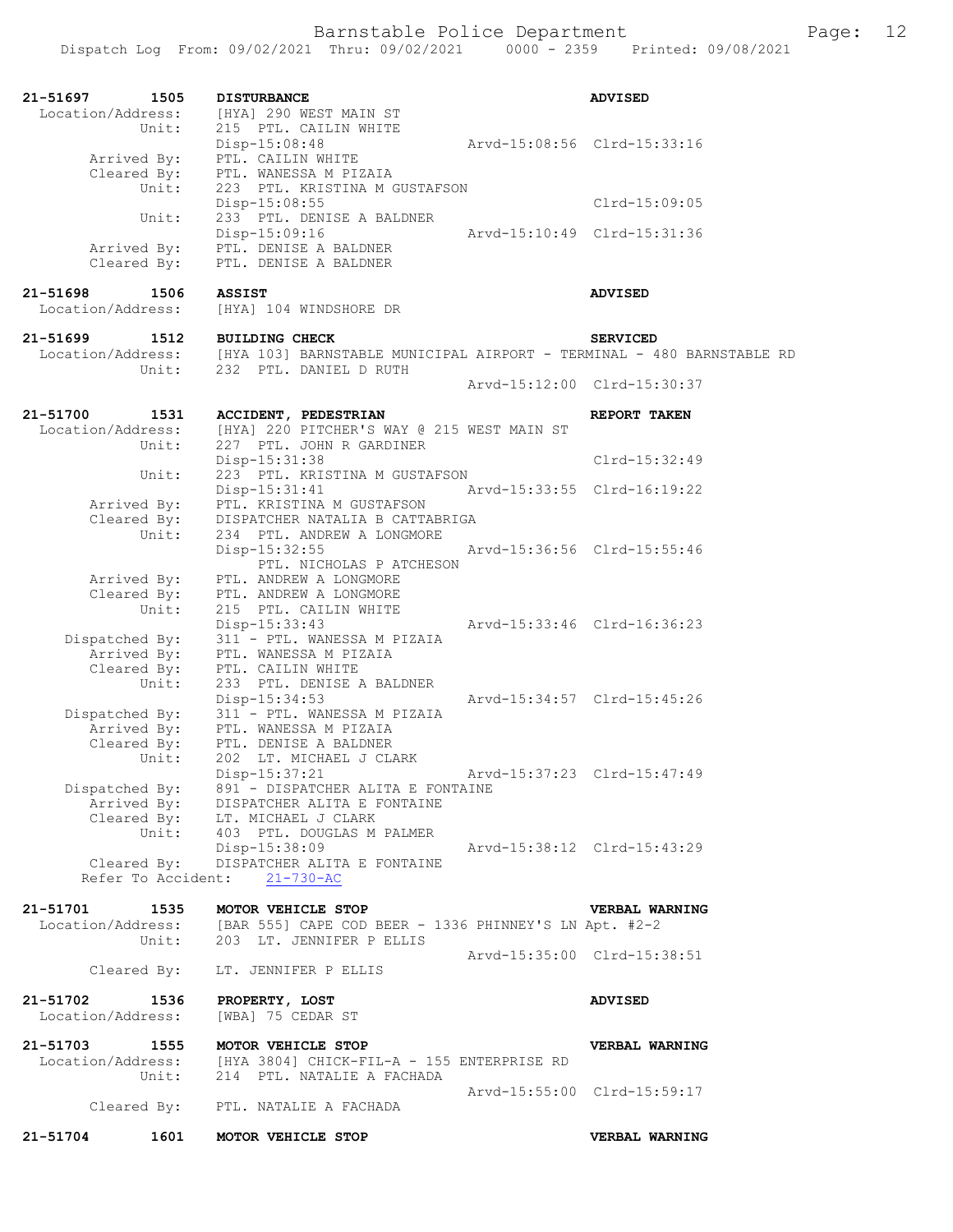```
21-51697     1505   DISTURBANCE                                          ADVISED
 Location/Address:   [HYA] 290 WEST MAIN ST
            Unit:    215  PTL. CAILIN WHITE
                     Disp-15:08:48               Arvd-15:08:56  Clrd-15:33:16
      Arrived By:    PTL. CAILIN WHITE
      Cleared By:    PTL. WANESSA M PIZAIA
            Unit:    223  PTL. KRISTINA M GUSTAFSON
                     Disp-15:08:55                              Clrd-15:09:05
            Unit:    233  PTL. DENISE A BALDNER
                     Disp-15:09:16               Arvd-15:10:49  Clrd-15:31:36
      Arrived By:    PTL. DENISE A BALDNER
      Cleared By:    PTL. DENISE A BALDNER

21-51698     1506   ASSIST                                               ADVISED
 Location/Address:   [HYA] 104 WINDSHORE DR

21-51699     1512   BUILDING CHECK                                       SERVICED
 Location/Address:   [HYA 103] BARNSTABLE MUNICIPAL AIRPORT - TERMINAL - 480 BARNSTABLE RD
            Unit:    232  PTL. DANIEL D RUTH
                                                 Arvd-15:12:00  Clrd-15:30:37

21-51700     1531   ACCIDENT, PEDESTRIAN                                 REPORT TAKEN
 Location/Address:   [HYA] 220 PITCHER'S WAY @ 215 WEST MAIN ST
            Unit:    227  PTL. JOHN R GARDINER
                     Disp-15:31:38                              Clrd-15:32:49
            Unit:    223  PTL. KRISTINA M GUSTAFSON
                     Disp-15:31:41               Arvd-15:33:55  Clrd-16:19:22
      Arrived By:    PTL. KRISTINA M GUSTAFSON
      Cleared By:    DISPATCHER NATALIA B CATTABRIGA
            Unit:    234  PTL. ANDREW A LONGMORE
                     Disp-15:32:55               Arvd-15:36:56  Clrd-15:55:46
                        PTL. NICHOLAS P ATCHESON
      Arrived By:    PTL. ANDREW A LONGMORE
      Cleared By:    PTL. ANDREW A LONGMORE
            Unit:    215  PTL. CAILIN WHITE
                     Disp-15:33:43               Arvd-15:33:46  Clrd-16:36:23
   Dispatched By:    311 - PTL. WANESSA M PIZAIA
      Arrived By:    PTL. WANESSA M PIZAIA
      Cleared By:    PTL. CAILIN WHITE
            Unit:    233  PTL. DENISE A BALDNER
                     Disp-15:34:53               Arvd-15:34:57  Clrd-15:45:26
   Dispatched By:    311 - PTL. WANESSA M PIZAIA
      Arrived By:    PTL. WANESSA M PIZAIA
      Cleared By:    PTL. DENISE A BALDNER
            Unit:    202  LT. MICHAEL J CLARK
                     Disp-15:37:21               Arvd-15:37:23  Clrd-15:47:49
   Dispatched By:    891 - DISPATCHER ALITA E FONTAINE
      Arrived By:    DISPATCHER ALITA E FONTAINE
      Cleared By:    LT. MICHAEL J CLARK
            Unit:    403  PTL. DOUGLAS M PALMER
                     Disp-15:38:09               Arvd-15:38:12  Clrd-15:43:29
      Cleared By:    DISPATCHER ALITA E FONTAINE
  Refer To Accident:    21-730-AC

21-51701     1535   MOTOR VEHICLE STOP                                   VERBAL WARNING
 Location/Address:   [BAR 555] CAPE COD BEER - 1336 PHINNEY'S LN Apt. #2-2
            Unit:    203  LT. JENNIFER P ELLIS
                                                 Arvd-15:35:00  Clrd-15:38:51
      Cleared By:    LT. JENNIFER P ELLIS

21-51702     1536   PROPERTY, LOST                                       ADVISED
 Location/Address:   [WBA] 75 CEDAR ST

21-51703     1555   MOTOR VEHICLE STOP                                   VERBAL WARNING
 Location/Address:   [HYA 3804] CHICK-FIL-A - 155 ENTERPRISE RD
            Unit:    214  PTL. NATALIE A FACHADA
                                                 Arvd-15:55:00  Clrd-15:59:17
      Cleared By:    PTL. NATALIE A FACHADA

21-51704     1601   MOTOR VEHICLE STOP                                   VERBAL WARNING
```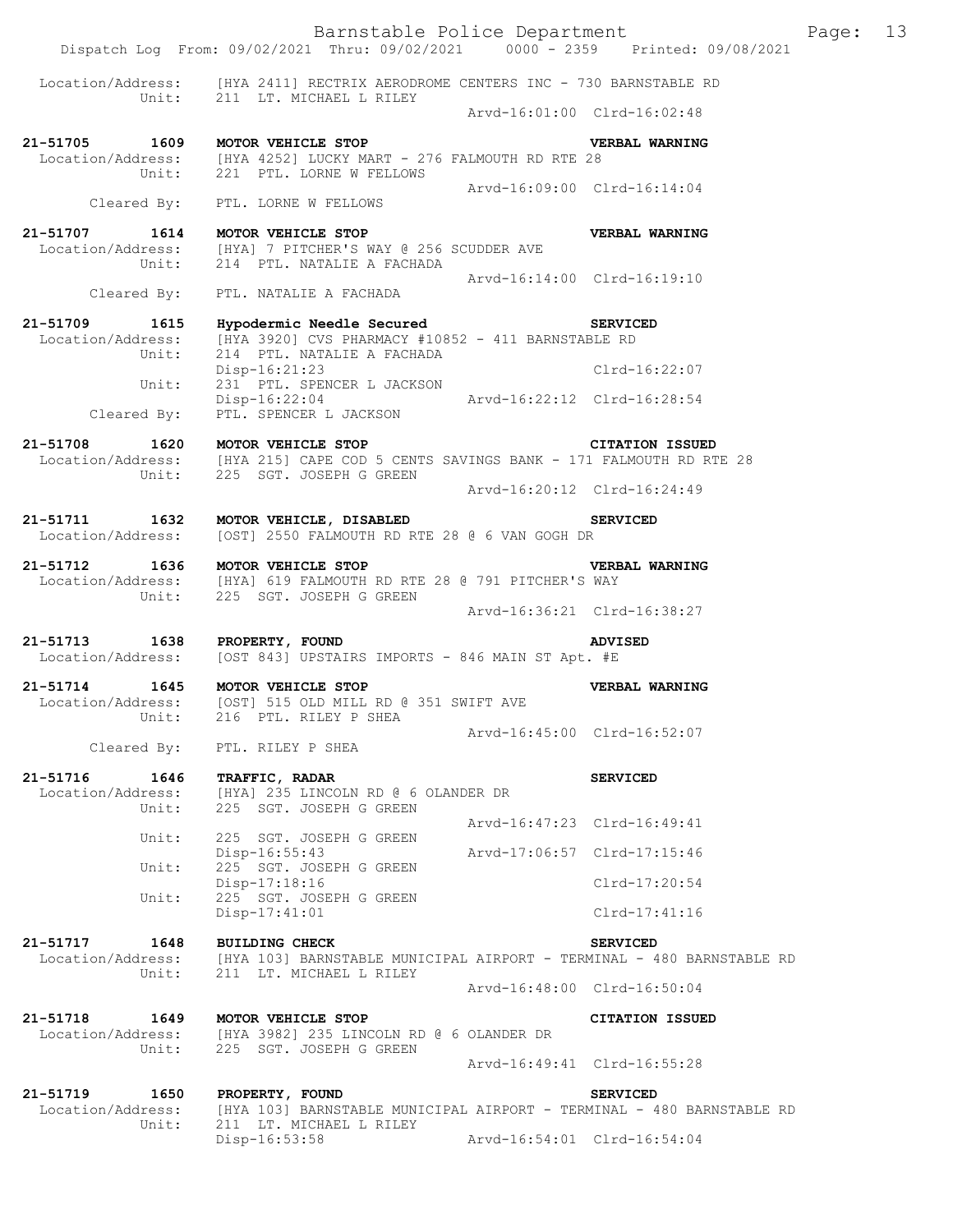Location/Address: [HYA 2411] RECTRIX AERODROME CENTERS INC - 730 BARNSTABLE RD
Unit: 211 LT. MICHAEL L RILEY
Arvd-16:01:00 Clrd-16:02:48

**21-51705 1609 MOTOR VEHICLE STOP** **VERBAL WARNING**
Location/Address: [HYA 4252] LUCKY MART - 276 FALMOUTH RD RTE 28
Unit: 221 PTL. LORNE W FELLOWS
Arvd-16:09:00 Clrd-16:14:04
Cleared By: PTL. LORNE W FELLOWS

**21-51707 1614 MOTOR VEHICLE STOP** **VERBAL WARNING**
Location/Address: [HYA] 7 PITCHER'S WAY @ 256 SCUDDER AVE
Unit: 214 PTL. NATALIE A FACHADA
Arvd-16:14:00 Clrd-16:19:10
Cleared By: PTL. NATALIE A FACHADA

**21-51709 1615 Hypodermic Needle Secured** **SERVICED**
Location/Address: [HYA 3920] CVS PHARMACY #10852 - 411 BARNSTABLE RD
Unit: 214 PTL. NATALIE A FACHADA
Disp-16:21:23 Clrd-16:22:07
Unit: 231 PTL. SPENCER L JACKSON
Disp-16:22:04 Arvd-16:22:12 Clrd-16:28:54
Cleared By: PTL. SPENCER L JACKSON

**21-51708 1620 MOTOR VEHICLE STOP** **CITATION ISSUED**
Location/Address: [HYA 215] CAPE COD 5 CENTS SAVINGS BANK - 171 FALMOUTH RD RTE 28
Unit: 225 SGT. JOSEPH G GREEN
Arvd-16:20:12 Clrd-16:24:49

**21-51711 1632 MOTOR VEHICLE, DISABLED** **SERVICED**
Location/Address: [OST] 2550 FALMOUTH RD RTE 28 @ 6 VAN GOGH DR

**21-51712 1636 MOTOR VEHICLE STOP** **VERBAL WARNING**
Location/Address: [HYA] 619 FALMOUTH RD RTE 28 @ 791 PITCHER'S WAY
Unit: 225 SGT. JOSEPH G GREEN
Arvd-16:36:21 Clrd-16:38:27

**21-51713 1638 PROPERTY, FOUND** **ADVISED**
Location/Address: [OST 843] UPSTAIRS IMPORTS - 846 MAIN ST Apt. #E

**21-51714 1645 MOTOR VEHICLE STOP** **VERBAL WARNING**
Location/Address: [OST] 515 OLD MILL RD @ 351 SWIFT AVE
Unit: 216 PTL. RILEY P SHEA
Arvd-16:45:00 Clrd-16:52:07
Cleared By: PTL. RILEY P SHEA

**21-51716 1646 TRAFFIC, RADAR** **SERVICED**
Location/Address: [HYA] 235 LINCOLN RD @ 6 OLANDER DR
Unit: 225 SGT. JOSEPH G GREEN
Arvd-16:47:23 Clrd-16:49:41
Unit: 225 SGT. JOSEPH G GREEN
Disp-16:55:43 Arvd-17:06:57 Clrd-17:15:46
Unit: 225 SGT. JOSEPH G GREEN
Disp-17:18:16 Clrd-17:20:54
Unit: 225 SGT. JOSEPH G GREEN
Disp-17:41:01 Clrd-17:41:16

**21-51717 1648 BUILDING CHECK** **SERVICED**
Location/Address: [HYA 103] BARNSTABLE MUNICIPAL AIRPORT - TERMINAL - 480 BARNSTABLE RD
Unit: 211 LT. MICHAEL L RILEY
Arvd-16:48:00 Clrd-16:50:04

**21-51718 1649 MOTOR VEHICLE STOP** **CITATION ISSUED**
Location/Address: [HYA 3982] 235 LINCOLN RD @ 6 OLANDER DR
Unit: 225 SGT. JOSEPH G GREEN
Arvd-16:49:41 Clrd-16:55:28

**21-51719 1650 PROPERTY, FOUND** **SERVICED**
Location/Address: [HYA 103] BARNSTABLE MUNICIPAL AIRPORT - TERMINAL - 480 BARNSTABLE RD
Unit: 211 LT. MICHAEL L RILEY
Disp-16:53:58 Arvd-16:54:01 Clrd-16:54:04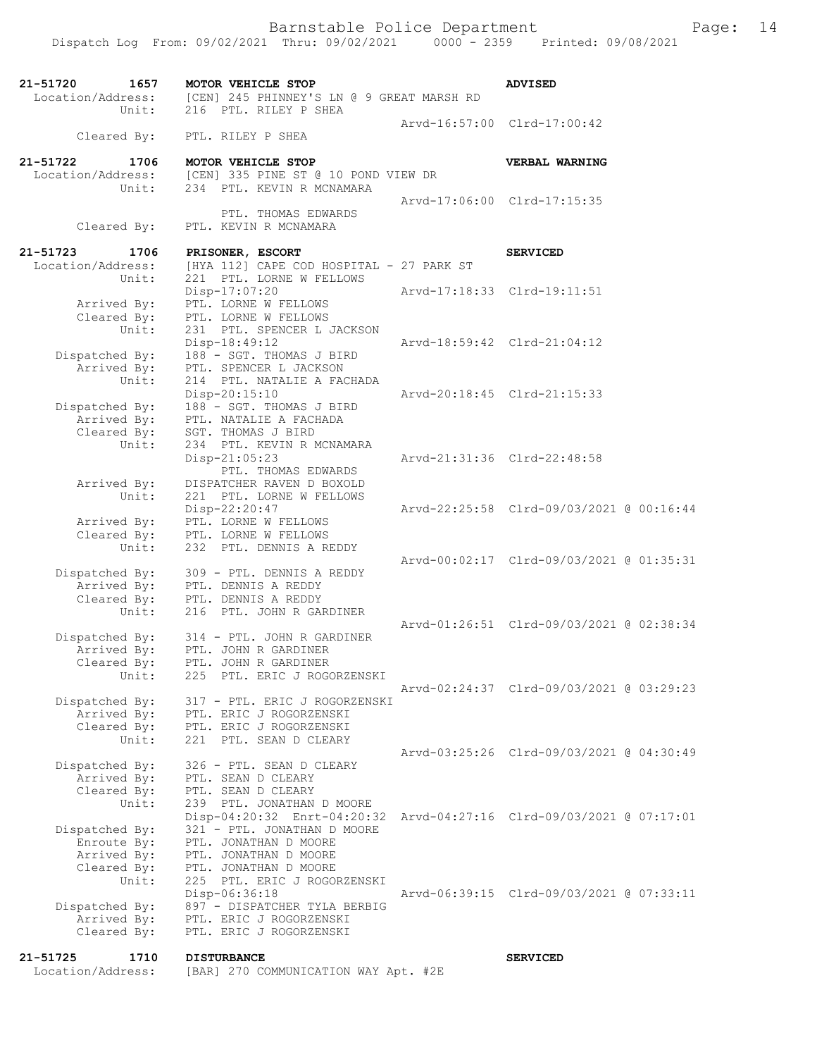```
21-51720     1657   MOTOR VEHICLE STOP                              ADVISED
 Location/Address:  [CEN] 245 PHINNEY'S LN @ 9 GREAT MARSH RD
             Unit:  216  PTL. RILEY P SHEA
                                                   Arvd-16:57:00  Clrd-17:00:42
      Cleared By:   PTL. RILEY P SHEA

21-51722     1706   MOTOR VEHICLE STOP                              VERBAL WARNING
 Location/Address:  [CEN] 335 PINE ST @ 10 POND VIEW DR
             Unit:  234  PTL. KEVIN R MCNAMARA
                                                   Arvd-17:06:00  Clrd-17:15:35
                    PTL. THOMAS EDWARDS
      Cleared By:   PTL. KEVIN R MCNAMARA

21-51723     1706   PRISONER, ESCORT                                SERVICED
 Location/Address:  [HYA 112] CAPE COD HOSPITAL - 27 PARK ST
             Unit:  221  PTL. LORNE W FELLOWS
                    Disp-17:07:20                  Arvd-17:18:33  Clrd-19:11:51
      Arrived By:   PTL. LORNE W FELLOWS
      Cleared By:   PTL. LORNE W FELLOWS
             Unit:  231  PTL. SPENCER L JACKSON
                    Disp-18:49:12                  Arvd-18:59:42  Clrd-21:04:12
   Dispatched By:   188 - SGT. THOMAS J BIRD
      Arrived By:   PTL. SPENCER L JACKSON
             Unit:  214  PTL. NATALIE A FACHADA
                    Disp-20:15:10                  Arvd-20:18:45  Clrd-21:15:33
   Dispatched By:   188 - SGT. THOMAS J BIRD
      Arrived By:   PTL. NATALIE A FACHADA
      Cleared By:   SGT. THOMAS J BIRD
             Unit:  234  PTL. KEVIN R MCNAMARA
                    Disp-21:05:23                  Arvd-21:31:36  Clrd-22:48:58
                    PTL. THOMAS EDWARDS
      Arrived By:   DISPATCHER RAVEN D BOXOLD
             Unit:  221  PTL. LORNE W FELLOWS
                    Disp-22:20:47                  Arvd-22:25:58  Clrd-09/03/2021 @ 00:16:44
      Arrived By:   PTL. LORNE W FELLOWS
      Cleared By:   PTL. LORNE W FELLOWS
             Unit:  232  PTL. DENNIS A REDDY
                                                   Arvd-00:02:17  Clrd-09/03/2021 @ 01:35:31
   Dispatched By:   309 - PTL. DENNIS A REDDY
      Arrived By:   PTL. DENNIS A REDDY
      Cleared By:   PTL. DENNIS A REDDY
             Unit:  216  PTL. JOHN R GARDINER
                                                   Arvd-01:26:51  Clrd-09/03/2021 @ 02:38:34
   Dispatched By:   314 - PTL. JOHN R GARDINER
      Arrived By:   PTL. JOHN R GARDINER
      Cleared By:   PTL. JOHN R GARDINER
             Unit:  225  PTL. ERIC J ROGORZENSKI
                                                   Arvd-02:24:37  Clrd-09/03/2021 @ 03:29:23
   Dispatched By:   317 - PTL. ERIC J ROGORZENSKI
      Arrived By:   PTL. ERIC J ROGORZENSKI
      Cleared By:   PTL. ERIC J ROGORZENSKI
             Unit:  221  PTL. SEAN D CLEARY
                                                   Arvd-03:25:26  Clrd-09/03/2021 @ 04:30:49
   Dispatched By:   326 - PTL. SEAN D CLEARY
      Arrived By:   PTL. SEAN D CLEARY
      Cleared By:   PTL. SEAN D CLEARY
             Unit:  239  PTL. JONATHAN D MOORE
                    Disp-04:20:32  Enrt-04:20:32  Arvd-04:27:16  Clrd-09/03/2021 @ 07:17:01
   Dispatched By:   321 - PTL. JONATHAN D MOORE
      Enroute By:   PTL. JONATHAN D MOORE
      Arrived By:   PTL. JONATHAN D MOORE
      Cleared By:   PTL. JONATHAN D MOORE
             Unit:  225  PTL. ERIC J ROGORZENSKI
                    Disp-06:36:18                  Arvd-06:39:15  Clrd-09/03/2021 @ 07:33:11
   Dispatched By:   897 - DISPATCHER TYLA BERBIG
      Arrived By:   PTL. ERIC J ROGORZENSKI
      Cleared By:   PTL. ERIC J ROGORZENSKI

21-51725     1710   DISTURBANCE                                     SERVICED
 Location/Address:  [BAR] 270 COMMUNICATION WAY Apt. #2E
```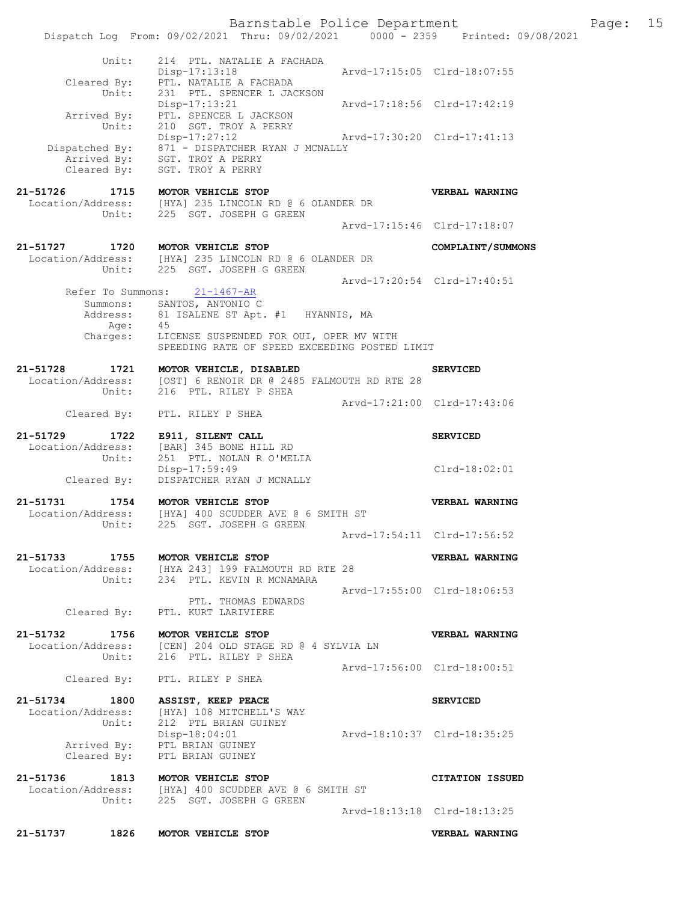```
        Unit:     214  PTL. NATALIE A FACHADA
                  Disp-17:13:18               Arvd-17:15:05  Clrd-18:07:55
  Cleared By:     PTL. NATALIE A FACHADA
        Unit:     231  PTL. SPENCER L JACKSON
                  Disp-17:13:21               Arvd-17:18:56  Clrd-17:42:19
  Arrived By:     PTL. SPENCER L JACKSON
        Unit:     210  SGT. TROY A PERRY
                  Disp-17:27:12               Arvd-17:30:20  Clrd-17:41:13
Dispatched By:    871 - DISPATCHER RYAN J MCNALLY
  Arrived By:     SGT. TROY A PERRY
  Cleared By:     SGT. TROY A PERRY
```

**21-51726 1715 MOTOR VEHICLE STOP** — **VERBAL WARNING**

```
Location/Address:   [HYA] 235 LINCOLN RD @ 6 OLANDER DR
           Unit:    225  SGT. JOSEPH G GREEN
                                              Arvd-17:15:46  Clrd-17:18:07
```

**21-51727 1720 MOTOR VEHICLE STOP** — **COMPLAINT/SUMMONS**

```
Location/Address:   [HYA] 235 LINCOLN RD @ 6 OLANDER DR
           Unit:    225  SGT. JOSEPH G GREEN
                                              Arvd-17:20:54  Clrd-17:40:51
 Refer To Summons:  21-1467-AR
         Summons:   SANTOS, ANTONIO C
         Address:   81 ISALENE ST Apt. #1   HYANNIS, MA
             Age:   45
         Charges:   LICENSE SUSPENDED FOR OUI, OPER MV WITH
                    SPEEDING RATE OF SPEED EXCEEDING POSTED LIMIT
```

**21-51728 1721 MOTOR VEHICLE, DISABLED** — **SERVICED**

```
Location/Address:   [OST] 6 RENOIR DR @ 2485 FALMOUTH RD RTE 28
           Unit:    216  PTL. RILEY P SHEA
                                              Arvd-17:21:00  Clrd-17:43:06
     Cleared By:    PTL. RILEY P SHEA
```

**21-51729 1722 E911, SILENT CALL** — **SERVICED**

```
Location/Address:   [BAR] 345 BONE HILL RD
           Unit:    251  PTL. NOLAN R O'MELIA
                    Disp-17:59:49                            Clrd-18:02:01
     Cleared By:    DISPATCHER RYAN J MCNALLY
```

**21-51731 1754 MOTOR VEHICLE STOP** — **VERBAL WARNING**

```
Location/Address:   [HYA] 400 SCUDDER AVE @ 6 SMITH ST
           Unit:    225  SGT. JOSEPH G GREEN
                                              Arvd-17:54:11  Clrd-17:56:52
```

**21-51733 1755 MOTOR VEHICLE STOP** — **VERBAL WARNING**

```
Location/Address:   [HYA 243] 199 FALMOUTH RD RTE 28
           Unit:    234  PTL. KEVIN R MCNAMARA
                                              Arvd-17:55:00  Clrd-18:06:53
                       PTL. THOMAS EDWARDS
     Cleared By:    PTL. KURT LARIVIERE
```

**21-51732 1756 MOTOR VEHICLE STOP** — **VERBAL WARNING**

```
Location/Address:   [CEN] 204 OLD STAGE RD @ 4 SYLVIA LN
           Unit:    216  PTL. RILEY P SHEA
                                              Arvd-17:56:00  Clrd-18:00:51
     Cleared By:    PTL. RILEY P SHEA
```

**21-51734 1800 ASSIST, KEEP PEACE** — **SERVICED**

```
Location/Address:   [HYA] 108 MITCHELL'S WAY
           Unit:    212  PTL BRIAN GUINEY
                    Disp-18:04:01             Arvd-18:10:37  Clrd-18:35:25
     Arrived By:    PTL BRIAN GUINEY
     Cleared By:    PTL BRIAN GUINEY
```

**21-51736 1813 MOTOR VEHICLE STOP** — **CITATION ISSUED**

```
Location/Address:   [HYA] 400 SCUDDER AVE @ 6 SMITH ST
           Unit:    225  SGT. JOSEPH G GREEN
                                              Arvd-18:13:18  Clrd-18:13:25
```

**21-51737 1826 MOTOR VEHICLE STOP** — **VERBAL WARNING**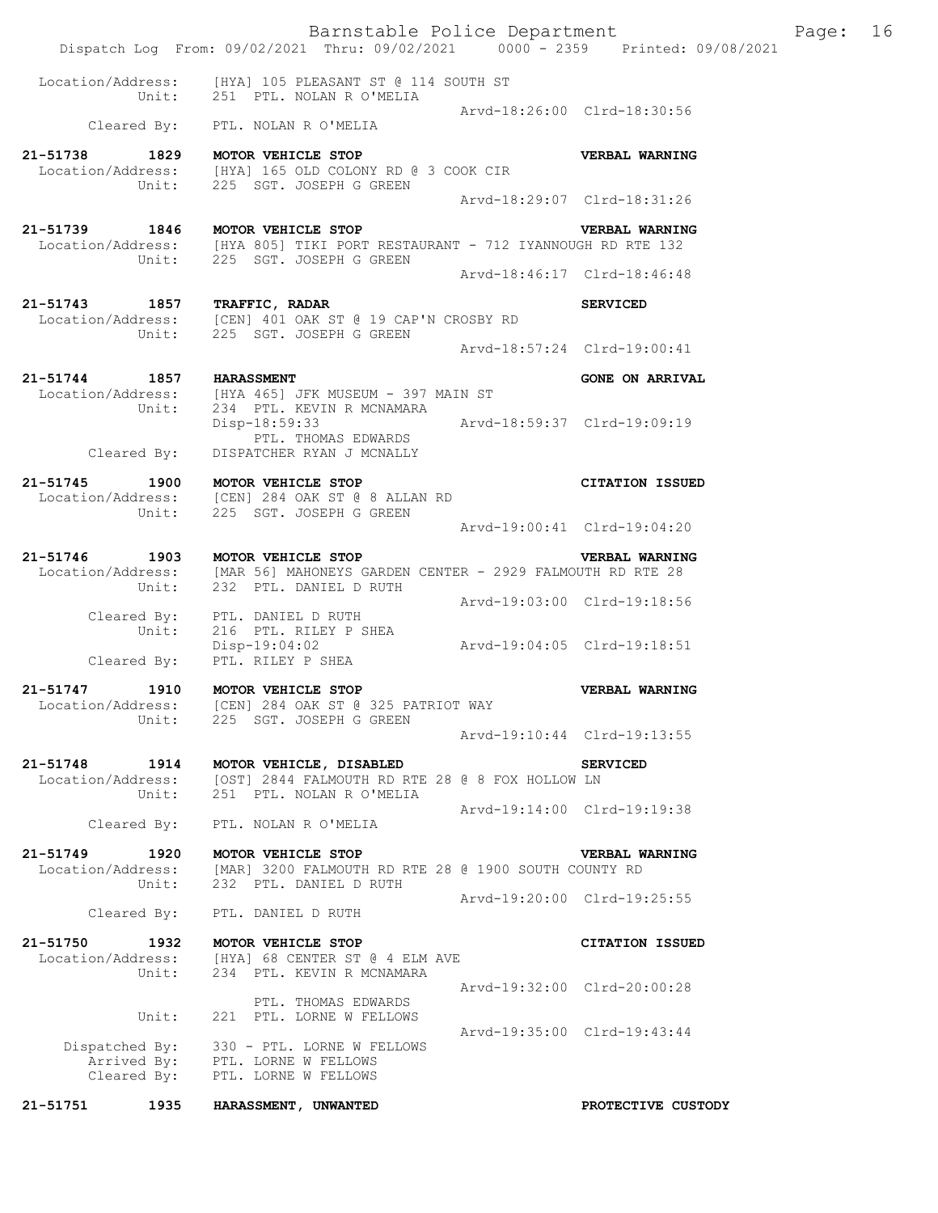```
 Location/Address:    [HYA] 105 PLEASANT ST @ 114 SOUTH ST
            Unit:     251  PTL. NOLAN R O'MELIA
                                                     Arvd-18:26:00  Clrd-18:30:56
      Cleared By:     PTL. NOLAN R O'MELIA

21-51738       1829   MOTOR VEHICLE STOP                             VERBAL WARNING
 Location/Address:    [HYA] 165 OLD COLONY RD @ 3 COOK CIR
            Unit:     225  SGT. JOSEPH G GREEN
                                                     Arvd-18:29:07  Clrd-18:31:26

21-51739       1846   MOTOR VEHICLE STOP                             VERBAL WARNING
 Location/Address:    [HYA 805] TIKI PORT RESTAURANT - 712 IYANNOUGH RD RTE 132
            Unit:     225  SGT. JOSEPH G GREEN
                                                     Arvd-18:46:17  Clrd-18:46:48

21-51743       1857   TRAFFIC, RADAR                                 SERVICED
 Location/Address:    [CEN] 401 OAK ST @ 19 CAP'N CROSBY RD
            Unit:     225  SGT. JOSEPH G GREEN
                                                     Arvd-18:57:24  Clrd-19:00:41

21-51744       1857   HARASSMENT                                     GONE ON ARRIVAL
 Location/Address:    [HYA 465] JFK MUSEUM - 397 MAIN ST
            Unit:     234  PTL. KEVIN R MCNAMARA
                      Disp-18:59:33                  Arvd-18:59:37  Clrd-19:09:19
                           PTL. THOMAS EDWARDS
      Cleared By:     DISPATCHER RYAN J MCNALLY

21-51745       1900   MOTOR VEHICLE STOP                             CITATION ISSUED
 Location/Address:    [CEN] 284 OAK ST @ 8 ALLAN RD
            Unit:     225  SGT. JOSEPH G GREEN
                                                     Arvd-19:00:41  Clrd-19:04:20

21-51746       1903   MOTOR VEHICLE STOP                             VERBAL WARNING
 Location/Address:    [MAR 56] MAHONEYS GARDEN CENTER - 2929 FALMOUTH RD RTE 28
            Unit:     232  PTL. DANIEL D RUTH
                                                     Arvd-19:03:00  Clrd-19:18:56
      Cleared By:     PTL. DANIEL D RUTH
            Unit:     216  PTL. RILEY P SHEA
                      Disp-19:04:02                  Arvd-19:04:05  Clrd-19:18:51
      Cleared By:     PTL. RILEY P SHEA

21-51747       1910   MOTOR VEHICLE STOP                             VERBAL WARNING
 Location/Address:    [CEN] 284 OAK ST @ 325 PATRIOT WAY
            Unit:     225  SGT. JOSEPH G GREEN
                                                     Arvd-19:10:44  Clrd-19:13:55

21-51748       1914   MOTOR VEHICLE, DISABLED                        SERVICED
 Location/Address:    [OST] 2844 FALMOUTH RD RTE 28 @ 8 FOX HOLLOW LN
            Unit:     251  PTL. NOLAN R O'MELIA
                                                     Arvd-19:14:00  Clrd-19:19:38
      Cleared By:     PTL. NOLAN R O'MELIA

21-51749       1920   MOTOR VEHICLE STOP                             VERBAL WARNING
 Location/Address:    [MAR] 3200 FALMOUTH RD RTE 28 @ 1900 SOUTH COUNTY RD
            Unit:     232  PTL. DANIEL D RUTH
                                                     Arvd-19:20:00  Clrd-19:25:55
      Cleared By:     PTL. DANIEL D RUTH

21-51750       1932   MOTOR VEHICLE STOP                             CITATION ISSUED
 Location/Address:    [HYA] 68 CENTER ST @ 4 ELM AVE
            Unit:     234  PTL. KEVIN R MCNAMARA
                                                     Arvd-19:32:00  Clrd-20:00:28
                           PTL. THOMAS EDWARDS
            Unit:     221  PTL. LORNE W FELLOWS
                                                     Arvd-19:35:00  Clrd-19:43:44
   Dispatched By:     330 - PTL. LORNE W FELLOWS
      Arrived By:     PTL. LORNE W FELLOWS
      Cleared By:     PTL. LORNE W FELLOWS

21-51751       1935   HARASSMENT, UNWANTED                           PROTECTIVE CUSTODY
```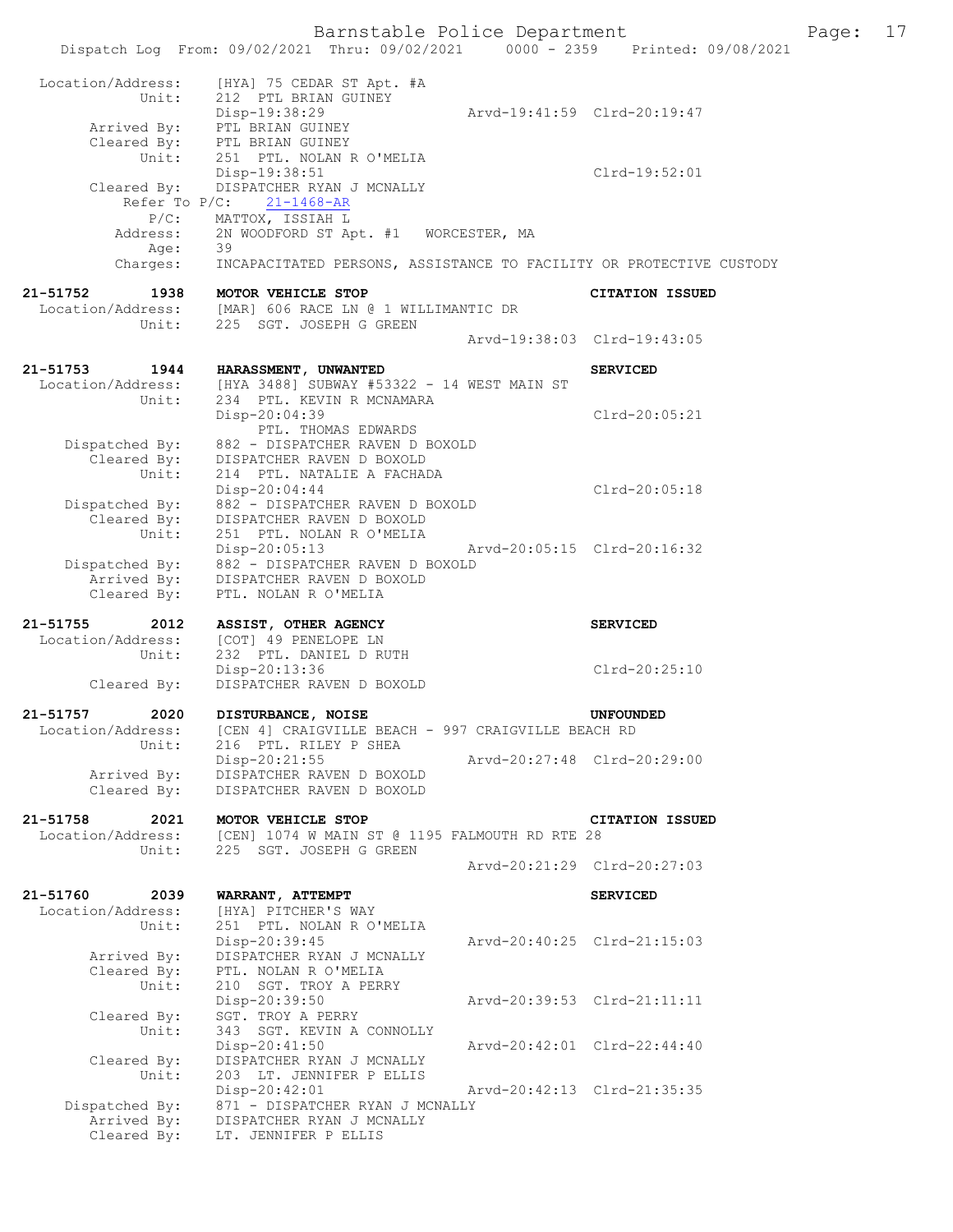```
 Location/Address:    [HYA] 75 CEDAR ST Apt. #A
            Unit:     212  PTL BRIAN GUINEY
                      Disp-19:38:29                 Arvd-19:41:59  Clrd-20:19:47
       Arrived By:    PTL BRIAN GUINEY
       Cleared By:    PTL BRIAN GUINEY
            Unit:     251  PTL. NOLAN R O'MELIA
                      Disp-19:38:51                                Clrd-19:52:01
       Cleared By:    DISPATCHER RYAN J MCNALLY
        Refer To P/C:    21-1468-AR
             P/C:     MATTOX, ISSIAH L
          Address:    2N WOODFORD ST Apt. #1   WORCESTER, MA
              Age:    39
          Charges:    INCAPACITATED PERSONS, ASSISTANCE TO FACILITY OR PROTECTIVE CUSTODY

21-51752        1938   MOTOR VEHICLE STOP                              CITATION ISSUED
 Location/Address:    [MAR] 606 RACE LN @ 1 WILLIMANTIC DR
            Unit:     225  SGT. JOSEPH G GREEN
                                                    Arvd-19:38:03  Clrd-19:43:05

21-51753        1944   HARASSMENT, UNWANTED                            SERVICED
 Location/Address:    [HYA 3488] SUBWAY #53322 - 14 WEST MAIN ST
            Unit:     234  PTL. KEVIN R MCNAMARA
                      Disp-20:04:39                                Clrd-20:05:21
                         PTL. THOMAS EDWARDS
    Dispatched By:    882 - DISPATCHER RAVEN D BOXOLD
       Cleared By:    DISPATCHER RAVEN D BOXOLD
            Unit:     214  PTL. NATALIE A FACHADA
                      Disp-20:04:44                                Clrd-20:05:18
    Dispatched By:    882 - DISPATCHER RAVEN D BOXOLD
       Cleared By:    DISPATCHER RAVEN D BOXOLD
            Unit:     251  PTL. NOLAN R O'MELIA
                      Disp-20:05:13                 Arvd-20:05:15  Clrd-20:16:32
    Dispatched By:    882 - DISPATCHER RAVEN D BOXOLD
       Arrived By:    DISPATCHER RAVEN D BOXOLD
       Cleared By:    PTL. NOLAN R O'MELIA

21-51755        2012   ASSIST, OTHER AGENCY                            SERVICED
 Location/Address:    [COT] 49 PENELOPE LN
            Unit:     232  PTL. DANIEL D RUTH
                      Disp-20:13:36                                Clrd-20:25:10
       Cleared By:    DISPATCHER RAVEN D BOXOLD

21-51757        2020   DISTURBANCE, NOISE                              UNFOUNDED
 Location/Address:    [CEN 4] CRAIGVILLE BEACH - 997 CRAIGVILLE BEACH RD
            Unit:     216  PTL. RILEY P SHEA
                      Disp-20:21:55                 Arvd-20:27:48  Clrd-20:29:00
       Arrived By:    DISPATCHER RAVEN D BOXOLD
       Cleared By:    DISPATCHER RAVEN D BOXOLD

21-51758        2021   MOTOR VEHICLE STOP                              CITATION ISSUED
 Location/Address:    [CEN] 1074 W MAIN ST @ 1195 FALMOUTH RD RTE 28
            Unit:     225  SGT. JOSEPH G GREEN
                                                    Arvd-20:21:29  Clrd-20:27:03

21-51760        2039   WARRANT, ATTEMPT                                SERVICED
 Location/Address:    [HYA] PITCHER'S WAY
            Unit:     251  PTL. NOLAN R O'MELIA
                      Disp-20:39:45                 Arvd-20:40:25  Clrd-21:15:03
       Arrived By:    DISPATCHER RYAN J MCNALLY
       Cleared By:    PTL. NOLAN R O'MELIA
            Unit:     210  SGT. TROY A PERRY
                      Disp-20:39:50                 Arvd-20:39:53  Clrd-21:11:11
       Cleared By:    SGT. TROY A PERRY
            Unit:     343  SGT. KEVIN A CONNOLLY
                      Disp-20:41:50                 Arvd-20:42:01  Clrd-22:44:40
       Cleared By:    DISPATCHER RYAN J MCNALLY
            Unit:     203  LT. JENNIFER P ELLIS
                      Disp-20:42:01                 Arvd-20:42:13  Clrd-21:35:35
    Dispatched By:    871 - DISPATCHER RYAN J MCNALLY
       Arrived By:    DISPATCHER RYAN J MCNALLY
       Cleared By:    LT. JENNIFER P ELLIS
```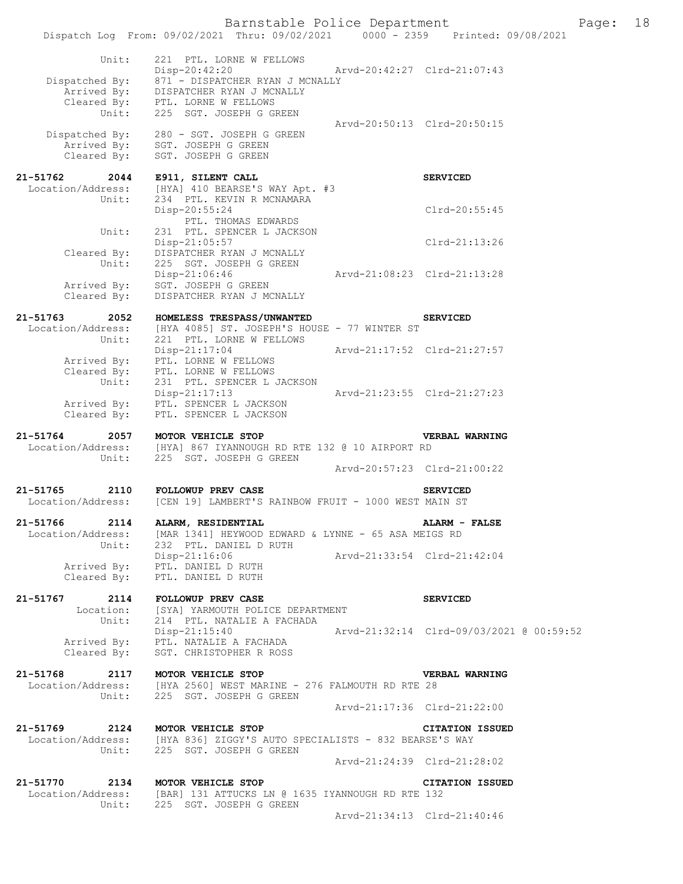```
           Unit:      221  PTL. LORNE W FELLOWS
                      Disp-20:42:20                Arvd-20:42:27  Clrd-21:07:43
   Dispatched By:     871 - DISPATCHER RYAN J MCNALLY
      Arrived By:     DISPATCHER RYAN J MCNALLY
      Cleared By:     PTL. LORNE W FELLOWS
           Unit:      225  SGT. JOSEPH G GREEN
                                                   Arvd-20:50:13  Clrd-20:50:15
   Dispatched By:     280 - SGT. JOSEPH G GREEN
      Arrived By:     SGT. JOSEPH G GREEN
      Cleared By:     SGT. JOSEPH G GREEN

21-51762      2044    E911, SILENT CALL                                SERVICED
  Location/Address:   [HYA] 410 BEARSE'S WAY Apt. #3
           Unit:      234  PTL. KEVIN R MCNAMARA
                      Disp-20:55:24                               Clrd-20:55:45
                           PTL. THOMAS EDWARDS
           Unit:      231  PTL. SPENCER L JACKSON
                      Disp-21:05:57                               Clrd-21:13:26
      Cleared By:     DISPATCHER RYAN J MCNALLY
           Unit:      225  SGT. JOSEPH G GREEN
                      Disp-21:06:46                Arvd-21:08:23  Clrd-21:13:28
      Arrived By:     SGT. JOSEPH G GREEN
      Cleared By:     DISPATCHER RYAN J MCNALLY

21-51763      2052    HOMELESS TRESPASS/UNWANTED                       SERVICED
  Location/Address:   [HYA 4085] ST. JOSEPH'S HOUSE - 77 WINTER ST
           Unit:      221  PTL. LORNE W FELLOWS
                      Disp-21:17:04                Arvd-21:17:52  Clrd-21:27:57
      Arrived By:     PTL. LORNE W FELLOWS
      Cleared By:     PTL. LORNE W FELLOWS
           Unit:      231  PTL. SPENCER L JACKSON
                      Disp-21:17:13                Arvd-21:23:55  Clrd-21:27:23
      Arrived By:     PTL. SPENCER L JACKSON
      Cleared By:     PTL. SPENCER L JACKSON

21-51764      2057    MOTOR VEHICLE STOP                               VERBAL WARNING
  Location/Address:   [HYA] 867 IYANNOUGH RD RTE 132 @ 10 AIRPORT RD
           Unit:      225  SGT. JOSEPH G GREEN
                                                   Arvd-20:57:23  Clrd-21:00:22

21-51765      2110    FOLLOWUP PREV CASE                               SERVICED
  Location/Address:   [CEN 19] LAMBERT'S RAINBOW FRUIT - 1000 WEST MAIN ST

21-51766      2114    ALARM, RESIDENTIAL                               ALARM - FALSE
  Location/Address:   [MAR 1341] HEYWOOD EDWARD & LYNNE - 65 ASA MEIGS RD
           Unit:      232  PTL. DANIEL D RUTH
                      Disp-21:16:06                Arvd-21:33:54  Clrd-21:42:04
      Arrived By:     PTL. DANIEL D RUTH
      Cleared By:     PTL. DANIEL D RUTH

21-51767      2114    FOLLOWUP PREV CASE                               SERVICED
         Location:    [SYA] YARMOUTH POLICE DEPARTMENT
           Unit:      214  PTL. NATALIE A FACHADA
                      Disp-21:15:40                Arvd-21:32:14  Clrd-09/03/2021 @ 00:59:52
      Arrived By:     PTL. NATALIE A FACHADA
      Cleared By:     SGT. CHRISTOPHER R ROSS

21-51768      2117    MOTOR VEHICLE STOP                               VERBAL WARNING
  Location/Address:   [HYA 2560] WEST MARINE - 276 FALMOUTH RD RTE 28
           Unit:      225  SGT. JOSEPH G GREEN
                                                   Arvd-21:17:36  Clrd-21:22:00

21-51769      2124    MOTOR VEHICLE STOP                               CITATION ISSUED
  Location/Address:   [HYA 836] ZIGGY'S AUTO SPECIALISTS - 832 BEARSE'S WAY
           Unit:      225  SGT. JOSEPH G GREEN
                                                   Arvd-21:24:39  Clrd-21:28:02

21-51770      2134    MOTOR VEHICLE STOP                               CITATION ISSUED
  Location/Address:   [BAR] 131 ATTUCKS LN @ 1635 IYANNOUGH RD RTE 132
           Unit:      225  SGT. JOSEPH G GREEN
                                                   Arvd-21:34:13  Clrd-21:40:46
```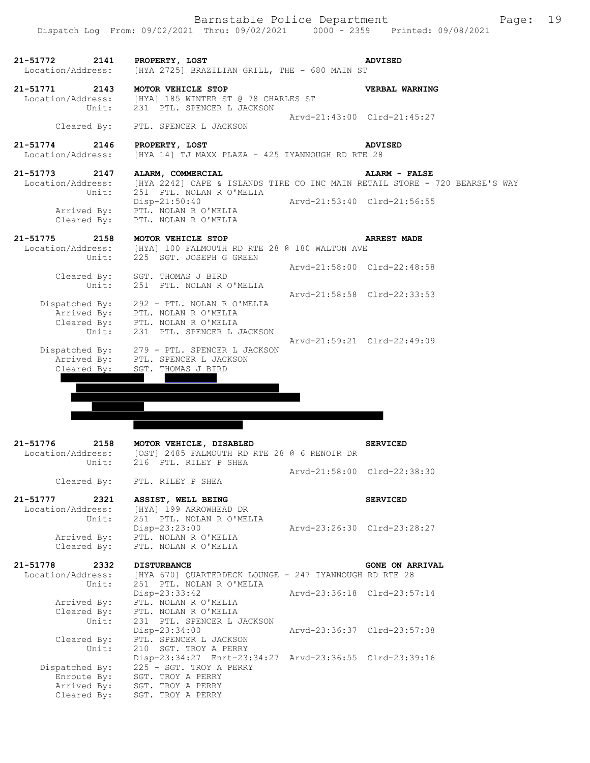```
21-51772        2141    PROPERTY, LOST                                   ADVISED
  Location/Address:     [HYA 2725] BRAZILIAN GRILL, THE - 680 MAIN ST

21-51771        2143    MOTOR VEHICLE STOP                               VERBAL WARNING
  Location/Address:     [HYA] 185 WINTER ST @ 78 CHARLES ST
             Unit:      231  PTL. SPENCER L JACKSON
                                                    Arvd-21:43:00  Clrd-21:45:27
       Cleared By:      PTL. SPENCER L JACKSON

21-51774        2146    PROPERTY, LOST                                   ADVISED
  Location/Address:     [HYA 14] TJ MAXX PLAZA - 425 IYANNOUGH RD RTE 28

21-51773        2147    ALARM, COMMERCIAL                                ALARM - FALSE
  Location/Address:     [HYA 2242] CAPE & ISLANDS TIRE CO INC MAIN RETAIL STORE - 720 BEARSE'S WAY
             Unit:      251  PTL. NOLAN R O'MELIA
                        Disp-21:50:40               Arvd-21:53:40  Clrd-21:56:55
       Arrived By:      PTL. NOLAN R O'MELIA
       Cleared By:      PTL. NOLAN R O'MELIA

21-51775        2158    MOTOR VEHICLE STOP                               ARREST MADE
  Location/Address:     [HYA] 100 FALMOUTH RD RTE 28 @ 180 WALTON AVE
             Unit:      225  SGT. JOSEPH G GREEN
                                                    Arvd-21:58:00  Clrd-22:48:58
       Cleared By:      SGT. THOMAS J BIRD
             Unit:      251  PTL. NOLAN R O'MELIA
                                                    Arvd-21:58:58  Clrd-22:33:53
    Dispatched By:      292 - PTL. NOLAN R O'MELIA
       Arrived By:      PTL. NOLAN R O'MELIA
       Cleared By:      PTL. NOLAN R O'MELIA
             Unit:      231  PTL. SPENCER L JACKSON
                                                    Arvd-21:59:21  Clrd-22:49:09
    Dispatched By:      279 - PTL. SPENCER L JACKSON
       Arrived By:      PTL. SPENCER L JACKSON
       Cleared By:      SGT. THOMAS J BIRD

21-51776        2158    MOTOR VEHICLE, DISABLED                          SERVICED
  Location/Address:     [OST] 2485 FALMOUTH RD RTE 28 @ 6 RENOIR DR
             Unit:      216  PTL. RILEY P SHEA
                                                    Arvd-21:58:00  Clrd-22:38:30
       Cleared By:      PTL. RILEY P SHEA

21-51777        2321    ASSIST, WELL BEING                               SERVICED
  Location/Address:     [HYA] 199 ARROWHEAD DR
             Unit:      251  PTL. NOLAN R O'MELIA
                        Disp-23:23:00               Arvd-23:26:30  Clrd-23:28:27
       Arrived By:      PTL. NOLAN R O'MELIA
       Cleared By:      PTL. NOLAN R O'MELIA

21-51778        2332    DISTURBANCE                                      GONE ON ARRIVAL
  Location/Address:     [HYA 670] QUARTERDECK LOUNGE - 247 IYANNOUGH RD RTE 28
             Unit:      251  PTL. NOLAN R O'MELIA
                        Disp-23:33:42               Arvd-23:36:18  Clrd-23:57:14
       Arrived By:      PTL. NOLAN R O'MELIA
       Cleared By:      PTL. NOLAN R O'MELIA
             Unit:      231  PTL. SPENCER L JACKSON
                        Disp-23:34:00               Arvd-23:36:37  Clrd-23:57:08
       Cleared By:      PTL. SPENCER L JACKSON
             Unit:      210  SGT. TROY A PERRY
                        Disp-23:34:27  Enrt-23:34:27  Arvd-23:36:55  Clrd-23:39:16
    Dispatched By:      225 - SGT. TROY A PERRY
       Enroute By:      SGT. TROY A PERRY
       Arrived By:      SGT. TROY A PERRY
       Cleared By:      SGT. TROY A PERRY
```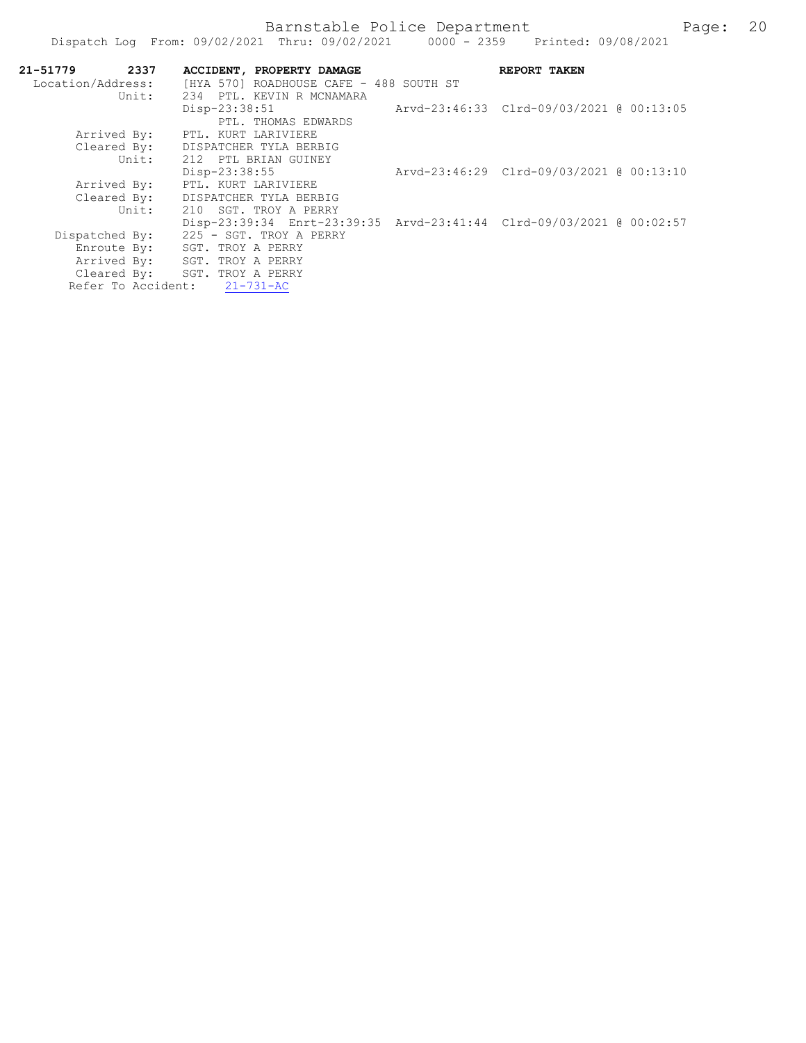**21-51779 2337 ACCIDENT, PROPERTY DAMAGE REPORT TAKEN**

Location/Address: [HYA 570] ROADHOUSE CAFE - 488 SOUTH ST

Unit: 234 PTL. KEVIN R MCNAMARA

Disp-23:38:51 Arvd-23:46:33 Clrd-09/03/2021 @ 00:13:05

PTL. THOMAS EDWARDS

Arrived By: PTL. KURT LARIVIERE

Cleared By: DISPATCHER TYLA BERBIG

Unit: 212 PTL BRIAN GUINEY

Disp-23:38:55 Arvd-23:46:29 Clrd-09/03/2021 @ 00:13:10

Arrived By: PTL. KURT LARIVIERE

Cleared By: DISPATCHER TYLA BERBIG

Unit: 210 SGT. TROY A PERRY

Disp-23:39:34 Enrt-23:39:35 Arvd-23:41:44 Clrd-09/03/2021 @ 00:02:57

Dispatched By: 225 - SGT. TROY A PERRY

Enroute By: SGT. TROY A PERRY

Arrived By: SGT. TROY A PERRY

Cleared By: SGT. TROY A PERRY

Refer To Accident: 21-731-AC